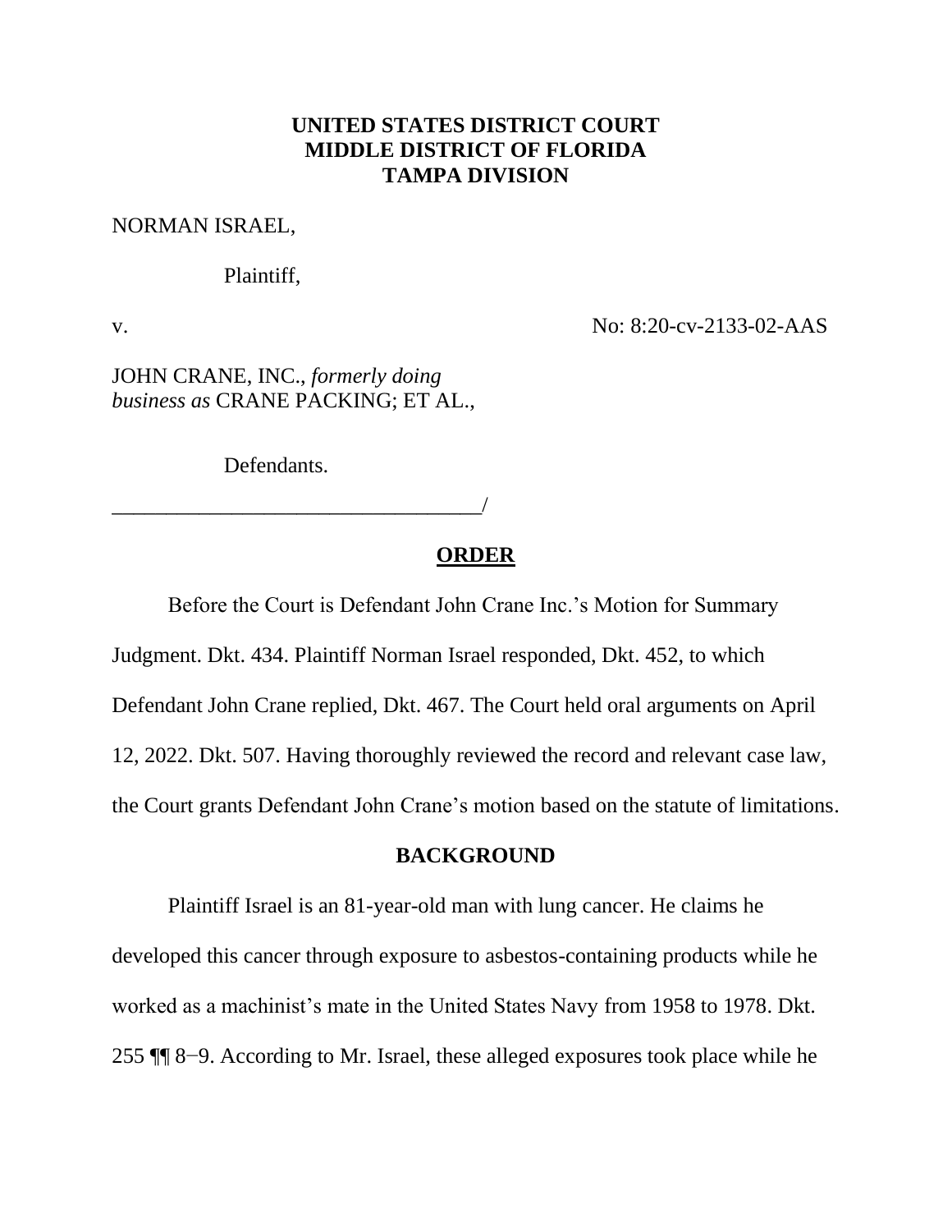**UNITED STATES DISTRICT COURT**
**MIDDLE DISTRICT OF FLORIDA**
**TAMPA DIVISION**

NORMAN ISRAEL,

Plaintiff,

v. No: 8:20-cv-2133-02-AAS

JOHN CRANE, INC., *formerly doing business as* CRANE PACKING; ET AL.,

Defendants.

___________________________________/

## ORDER

Before the Court is Defendant John Crane Inc.'s Motion for Summary Judgment. Dkt. 434. Plaintiff Norman Israel responded, Dkt. 452, to which Defendant John Crane replied, Dkt. 467. The Court held oral arguments on April 12, 2022. Dkt. 507. Having thoroughly reviewed the record and relevant case law, the Court grants Defendant John Crane's motion based on the statute of limitations.

### BACKGROUND

Plaintiff Israel is an 81-year-old man with lung cancer. He claims he developed this cancer through exposure to asbestos-containing products while he worked as a machinist's mate in the United States Navy from 1958 to 1978. Dkt. 255 ¶¶ 8−9. According to Mr. Israel, these alleged exposures took place while he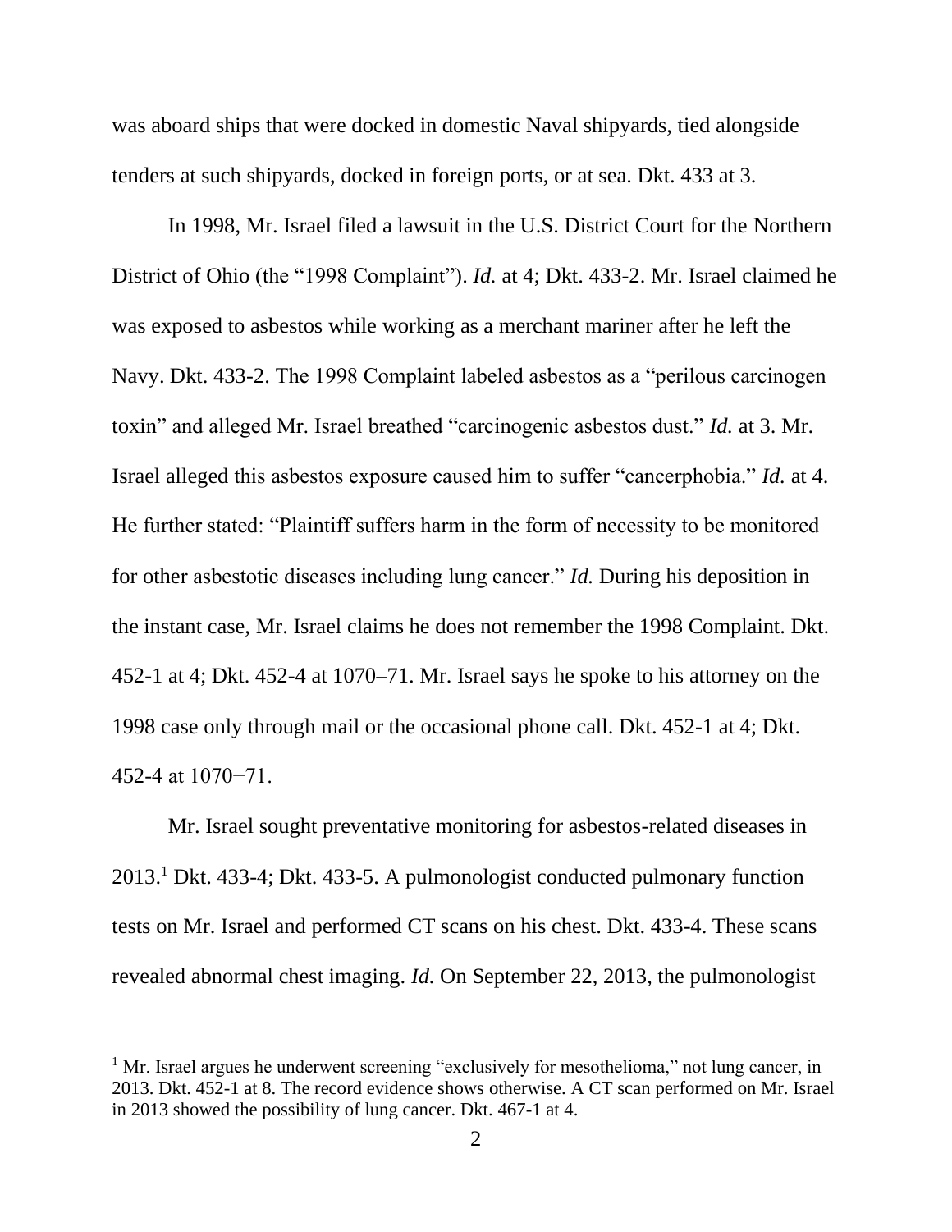was aboard ships that were docked in domestic Naval shipyards, tied alongside tenders at such shipyards, docked in foreign ports, or at sea. Dkt. 433 at 3.

In 1998, Mr. Israel filed a lawsuit in the U.S. District Court for the Northern District of Ohio (the "1998 Complaint"). *Id.* at 4; Dkt. 433-2. Mr. Israel claimed he was exposed to asbestos while working as a merchant mariner after he left the Navy. Dkt. 433-2. The 1998 Complaint labeled asbestos as a "perilous carcinogen toxin" and alleged Mr. Israel breathed "carcinogenic asbestos dust." *Id.* at 3. Mr. Israel alleged this asbestos exposure caused him to suffer "cancerphobia." *Id.* at 4. He further stated: "Plaintiff suffers harm in the form of necessity to be monitored for other asbestotic diseases including lung cancer." *Id.* During his deposition in the instant case, Mr. Israel claims he does not remember the 1998 Complaint. Dkt. 452-1 at 4; Dkt. 452-4 at 1070–71. Mr. Israel says he spoke to his attorney on the 1998 case only through mail or the occasional phone call. Dkt. 452-1 at 4; Dkt. 452-4 at 1070−71.

Mr. Israel sought preventative monitoring for asbestos-related diseases in 2013.[1] Dkt. 433-4; Dkt. 433-5. A pulmonologist conducted pulmonary function tests on Mr. Israel and performed CT scans on his chest. Dkt. 433-4. These scans revealed abnormal chest imaging. *Id.* On September 22, 2013, the pulmonologist

[1] Mr. Israel argues he underwent screening "exclusively for mesothelioma," not lung cancer, in 2013. Dkt. 452-1 at 8. The record evidence shows otherwise. A CT scan performed on Mr. Israel in 2013 showed the possibility of lung cancer. Dkt. 467-1 at 4.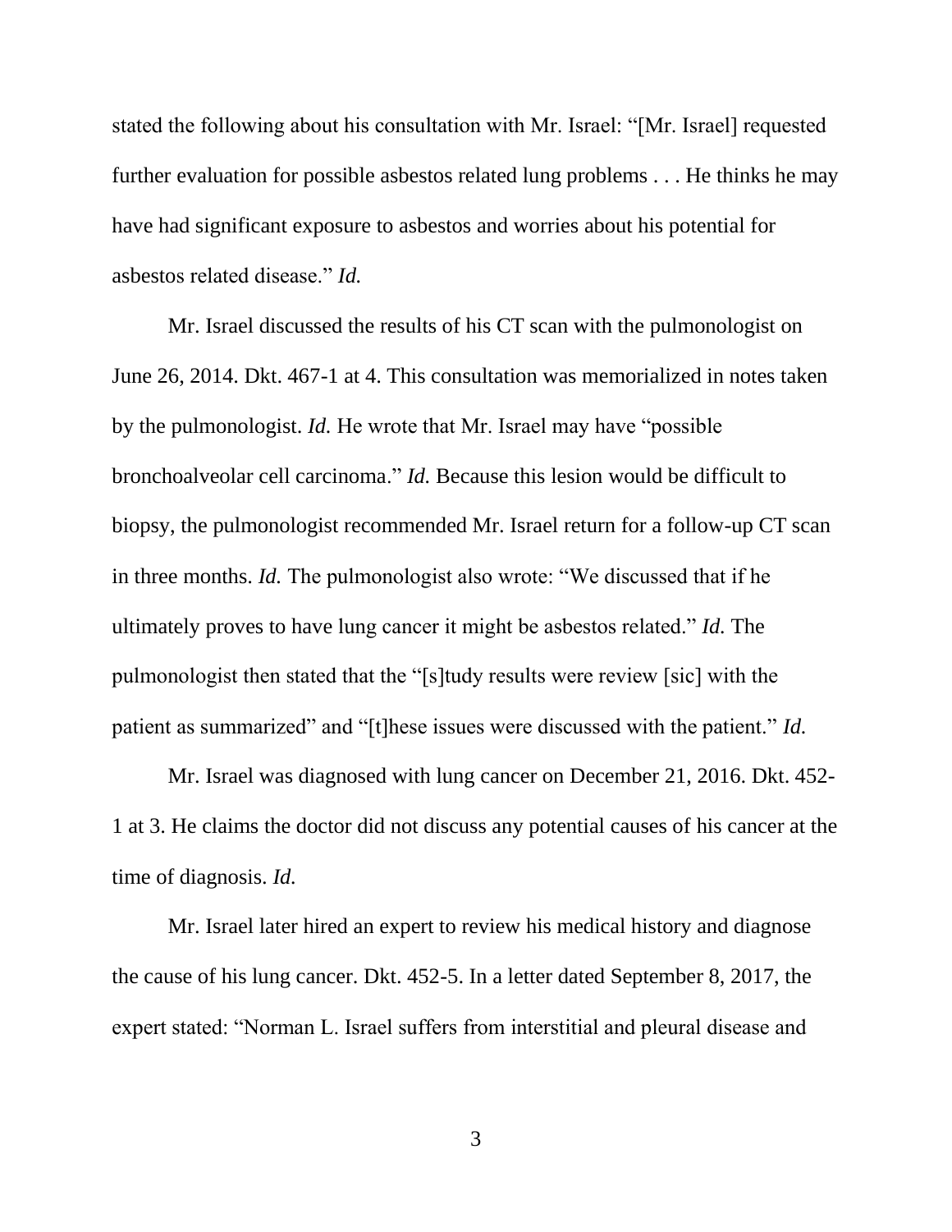stated the following about his consultation with Mr. Israel: "[Mr. Israel] requested further evaluation for possible asbestos related lung problems . . . He thinks he may have had significant exposure to asbestos and worries about his potential for asbestos related disease." *Id.*

Mr. Israel discussed the results of his CT scan with the pulmonologist on June 26, 2014. Dkt. 467-1 at 4. This consultation was memorialized in notes taken by the pulmonologist. *Id.* He wrote that Mr. Israel may have "possible bronchoalveolar cell carcinoma." *Id.* Because this lesion would be difficult to biopsy, the pulmonologist recommended Mr. Israel return for a follow-up CT scan in three months. *Id.* The pulmonologist also wrote: "We discussed that if he ultimately proves to have lung cancer it might be asbestos related." *Id.* The pulmonologist then stated that the "[s]tudy results were review [sic] with the patient as summarized" and "[t]hese issues were discussed with the patient." *Id.*

Mr. Israel was diagnosed with lung cancer on December 21, 2016. Dkt. 452-1 at 3. He claims the doctor did not discuss any potential causes of his cancer at the time of diagnosis. *Id.*

Mr. Israel later hired an expert to review his medical history and diagnose the cause of his lung cancer. Dkt. 452-5. In a letter dated September 8, 2017, the expert stated: "Norman L. Israel suffers from interstitial and pleural disease and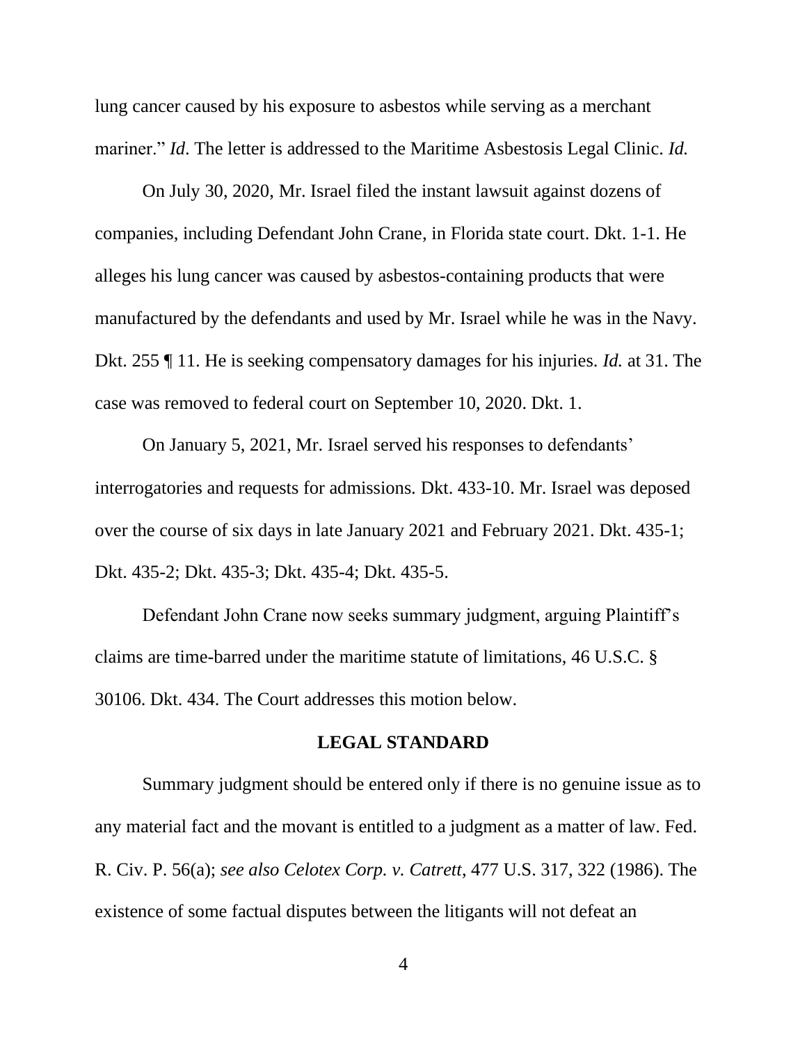lung cancer caused by his exposure to asbestos while serving as a merchant mariner." *Id.* The letter is addressed to the Maritime Asbestosis Legal Clinic. *Id.*

On July 30, 2020, Mr. Israel filed the instant lawsuit against dozens of companies, including Defendant John Crane, in Florida state court. Dkt. 1-1. He alleges his lung cancer was caused by asbestos-containing products that were manufactured by the defendants and used by Mr. Israel while he was in the Navy. Dkt. 255 ¶ 11. He is seeking compensatory damages for his injuries. *Id.* at 31. The case was removed to federal court on September 10, 2020. Dkt. 1.

On January 5, 2021, Mr. Israel served his responses to defendants' interrogatories and requests for admissions. Dkt. 433-10. Mr. Israel was deposed over the course of six days in late January 2021 and February 2021. Dkt. 435-1; Dkt. 435-2; Dkt. 435-3; Dkt. 435-4; Dkt. 435-5.

Defendant John Crane now seeks summary judgment, arguing Plaintiff's claims are time-barred under the maritime statute of limitations, 46 U.S.C. § 30106. Dkt. 434. The Court addresses this motion below.

## LEGAL STANDARD

Summary judgment should be entered only if there is no genuine issue as to any material fact and the movant is entitled to a judgment as a matter of law. Fed. R. Civ. P. 56(a); *see also Celotex Corp. v. Catrett*, 477 U.S. 317, 322 (1986). The existence of some factual disputes between the litigants will not defeat an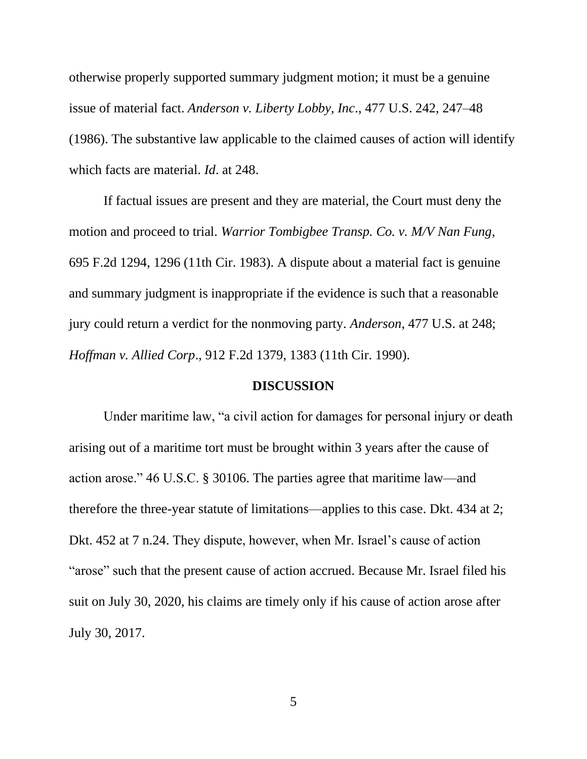otherwise properly supported summary judgment motion; it must be a genuine issue of material fact. *Anderson v. Liberty Lobby, Inc*., 477 U.S. 242, 247–48 (1986). The substantive law applicable to the claimed causes of action will identify which facts are material. *Id*. at 248.

If factual issues are present and they are material, the Court must deny the motion and proceed to trial. *Warrior Tombigbee Transp. Co. v. M/V Nan Fung*, 695 F.2d 1294, 1296 (11th Cir. 1983). A dispute about a material fact is genuine and summary judgment is inappropriate if the evidence is such that a reasonable jury could return a verdict for the nonmoving party. *Anderson*, 477 U.S. at 248; *Hoffman v. Allied Corp*., 912 F.2d 1379, 1383 (11th Cir. 1990).

## DISCUSSION

Under maritime law, "a civil action for damages for personal injury or death arising out of a maritime tort must be brought within 3 years after the cause of action arose." 46 U.S.C. § 30106. The parties agree that maritime law—and therefore the three-year statute of limitations—applies to this case. Dkt. 434 at 2; Dkt. 452 at 7 n.24. They dispute, however, when Mr. Israel's cause of action "arose" such that the present cause of action accrued. Because Mr. Israel filed his suit on July 30, 2020, his claims are timely only if his cause of action arose after July 30, 2017.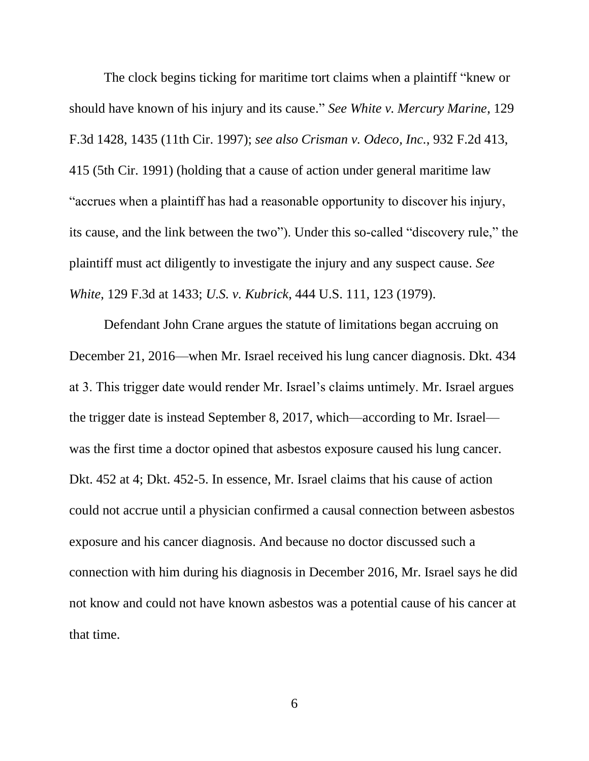The clock begins ticking for maritime tort claims when a plaintiff "knew or should have known of his injury and its cause." *See White v. Mercury Marine*, 129 F.3d 1428, 1435 (11th Cir. 1997); *see also Crisman v. Odeco, Inc.*, 932 F.2d 413, 415 (5th Cir. 1991) (holding that a cause of action under general maritime law "accrues when a plaintiff has had a reasonable opportunity to discover his injury, its cause, and the link between the two"). Under this so-called "discovery rule," the plaintiff must act diligently to investigate the injury and any suspect cause. *See White*, 129 F.3d at 1433; *U.S. v. Kubrick*, 444 U.S. 111, 123 (1979).

Defendant John Crane argues the statute of limitations began accruing on December 21, 2016—when Mr. Israel received his lung cancer diagnosis. Dkt. 434 at 3. This trigger date would render Mr. Israel's claims untimely. Mr. Israel argues the trigger date is instead September 8, 2017, which—according to Mr. Israel—was the first time a doctor opined that asbestos exposure caused his lung cancer. Dkt. 452 at 4; Dkt. 452-5. In essence, Mr. Israel claims that his cause of action could not accrue until a physician confirmed a causal connection between asbestos exposure and his cancer diagnosis. And because no doctor discussed such a connection with him during his diagnosis in December 2016, Mr. Israel says he did not know and could not have known asbestos was a potential cause of his cancer at that time.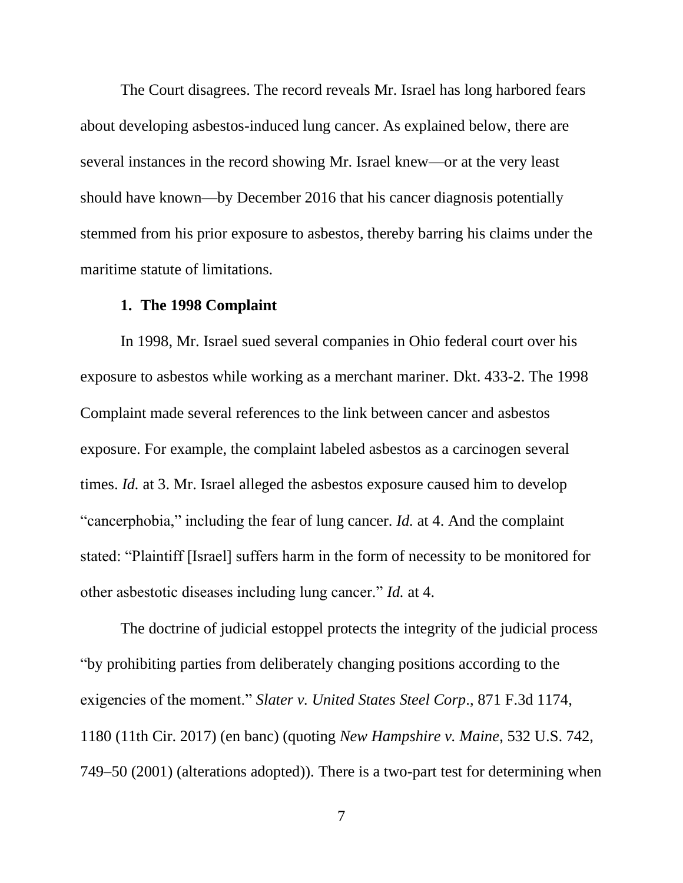The Court disagrees. The record reveals Mr. Israel has long harbored fears about developing asbestos-induced lung cancer. As explained below, there are several instances in the record showing Mr. Israel knew—or at the very least should have known—by December 2016 that his cancer diagnosis potentially stemmed from his prior exposure to asbestos, thereby barring his claims under the maritime statute of limitations.

**1. The 1998 Complaint**

In 1998, Mr. Israel sued several companies in Ohio federal court over his exposure to asbestos while working as a merchant mariner. Dkt. 433-2. The 1998 Complaint made several references to the link between cancer and asbestos exposure. For example, the complaint labeled asbestos as a carcinogen several times. *Id.* at 3. Mr. Israel alleged the asbestos exposure caused him to develop "cancerphobia," including the fear of lung cancer. *Id.* at 4. And the complaint stated: "Plaintiff [Israel] suffers harm in the form of necessity to be monitored for other asbestotic diseases including lung cancer." *Id.* at 4.

The doctrine of judicial estoppel protects the integrity of the judicial process "by prohibiting parties from deliberately changing positions according to the exigencies of the moment." *Slater v. United States Steel Corp*., 871 F.3d 1174, 1180 (11th Cir. 2017) (en banc) (quoting *New Hampshire v. Maine*, 532 U.S. 742, 749–50 (2001) (alterations adopted)). There is a two-part test for determining when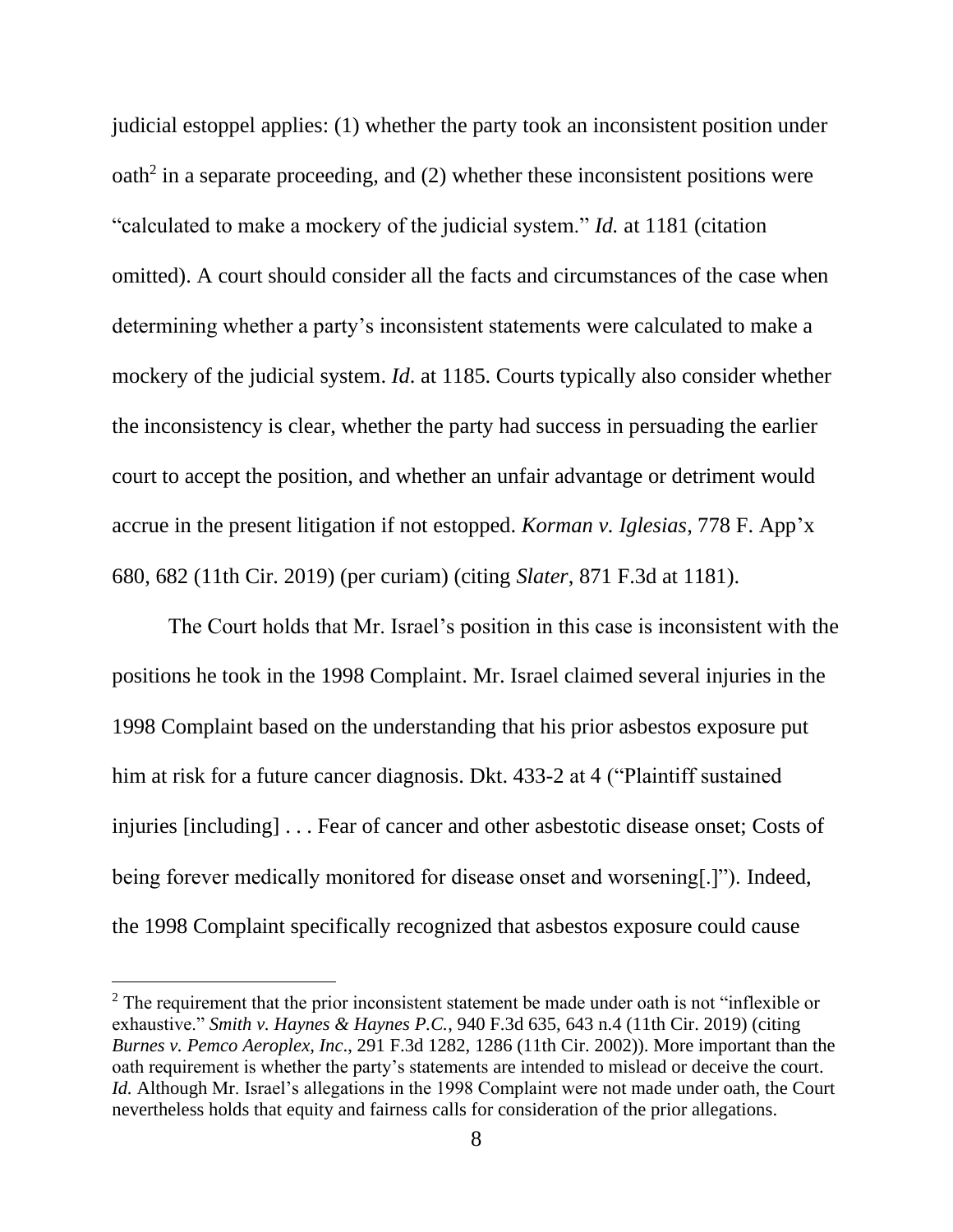judicial estoppel applies: (1) whether the party took an inconsistent position under oath[2] in a separate proceeding, and (2) whether these inconsistent positions were "calculated to make a mockery of the judicial system." *Id.* at 1181 (citation omitted). A court should consider all the facts and circumstances of the case when determining whether a party's inconsistent statements were calculated to make a mockery of the judicial system. *Id*. at 1185. Courts typically also consider whether the inconsistency is clear, whether the party had success in persuading the earlier court to accept the position, and whether an unfair advantage or detriment would accrue in the present litigation if not estopped. *Korman v. Iglesias*, 778 F. App'x 680, 682 (11th Cir. 2019) (per curiam) (citing *Slater*, 871 F.3d at 1181).

The Court holds that Mr. Israel's position in this case is inconsistent with the positions he took in the 1998 Complaint. Mr. Israel claimed several injuries in the 1998 Complaint based on the understanding that his prior asbestos exposure put him at risk for a future cancer diagnosis. Dkt. 433-2 at 4 ("Plaintiff sustained injuries [including] . . . Fear of cancer and other asbestotic disease onset; Costs of being forever medically monitored for disease onset and worsening[.]"). Indeed, the 1998 Complaint specifically recognized that asbestos exposure could cause

[2] The requirement that the prior inconsistent statement be made under oath is not "inflexible or exhaustive." *Smith v. Haynes & Haynes P.C.*, 940 F.3d 635, 643 n.4 (11th Cir. 2019) (citing *Burnes v. Pemco Aeroplex, Inc*., 291 F.3d 1282, 1286 (11th Cir. 2002)). More important than the oath requirement is whether the party's statements are intended to mislead or deceive the court. *Id.* Although Mr. Israel's allegations in the 1998 Complaint were not made under oath, the Court nevertheless holds that equity and fairness calls for consideration of the prior allegations.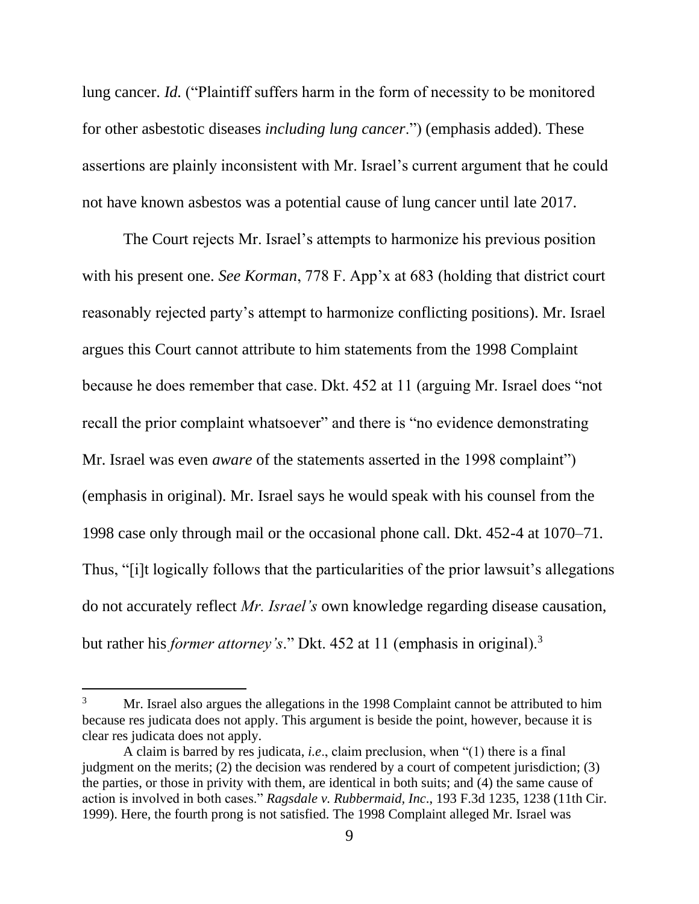lung cancer. *Id.* ("Plaintiff suffers harm in the form of necessity to be monitored for other asbestotic diseases *including lung cancer*.") (emphasis added). These assertions are plainly inconsistent with Mr. Israel's current argument that he could not have known asbestos was a potential cause of lung cancer until late 2017.

The Court rejects Mr. Israel's attempts to harmonize his previous position with his present one. *See Korman*, 778 F. App'x at 683 (holding that district court reasonably rejected party's attempt to harmonize conflicting positions). Mr. Israel argues this Court cannot attribute to him statements from the 1998 Complaint because he does remember that case. Dkt. 452 at 11 (arguing Mr. Israel does "not recall the prior complaint whatsoever" and there is "no evidence demonstrating Mr. Israel was even *aware* of the statements asserted in the 1998 complaint") (emphasis in original). Mr. Israel says he would speak with his counsel from the 1998 case only through mail or the occasional phone call. Dkt. 452-4 at 1070–71. Thus, "[i]t logically follows that the particularities of the prior lawsuit's allegations do not accurately reflect *Mr. Israel's* own knowledge regarding disease causation, but rather his *former attorney's*." Dkt. 452 at 11 (emphasis in original).[3]

---

[3] Mr. Israel also argues the allegations in the 1998 Complaint cannot be attributed to him because res judicata does not apply. This argument is beside the point, however, because it is clear res judicata does not apply.

A claim is barred by res judicata, *i.e*., claim preclusion, when "(1) there is a final judgment on the merits; (2) the decision was rendered by a court of competent jurisdiction; (3) the parties, or those in privity with them, are identical in both suits; and (4) the same cause of action is involved in both cases." *Ragsdale v. Rubbermaid, Inc*., 193 F.3d 1235, 1238 (11th Cir. 1999). Here, the fourth prong is not satisfied. The 1998 Complaint alleged Mr. Israel was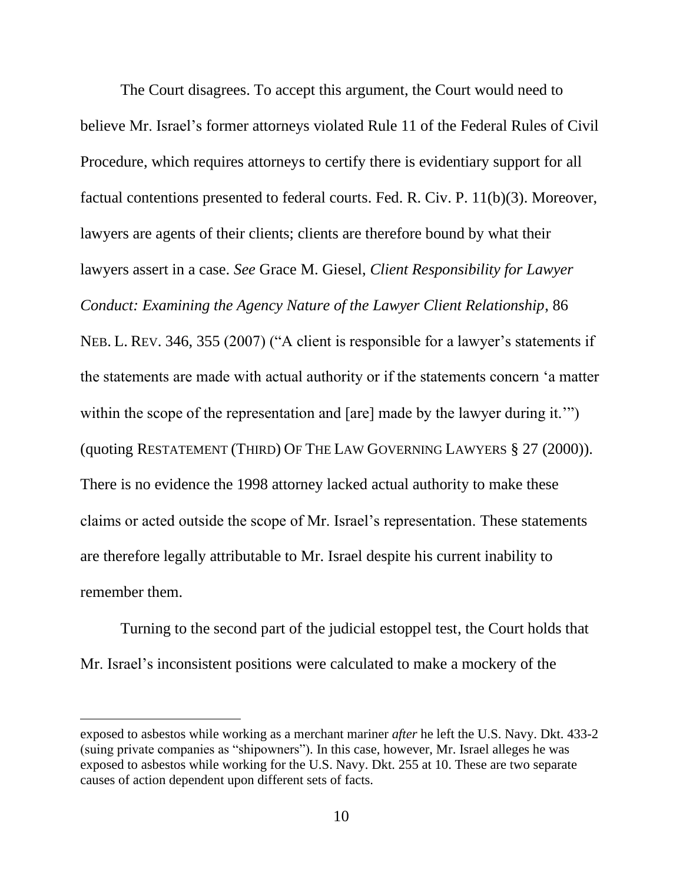The Court disagrees. To accept this argument, the Court would need to believe Mr. Israel's former attorneys violated Rule 11 of the Federal Rules of Civil Procedure, which requires attorneys to certify there is evidentiary support for all factual contentions presented to federal courts. Fed. R. Civ. P. 11(b)(3). Moreover, lawyers are agents of their clients; clients are therefore bound by what their lawyers assert in a case. *See* Grace M. Giesel, *Client Responsibility for Lawyer Conduct: Examining the Agency Nature of the Lawyer Client Relationship*, 86 NEB. L. REV. 346, 355 (2007) ("A client is responsible for a lawyer's statements if the statements are made with actual authority or if the statements concern 'a matter within the scope of the representation and [are] made by the lawyer during it.'") (quoting RESTATEMENT (THIRD) OF THE LAW GOVERNING LAWYERS § 27 (2000)). There is no evidence the 1998 attorney lacked actual authority to make these claims or acted outside the scope of Mr. Israel's representation. These statements are therefore legally attributable to Mr. Israel despite his current inability to remember them.

Turning to the second part of the judicial estoppel test, the Court holds that Mr. Israel's inconsistent positions were calculated to make a mockery of the

---

exposed to asbestos while working as a merchant mariner *after* he left the U.S. Navy. Dkt. 433-2 (suing private companies as "shipowners"). In this case, however, Mr. Israel alleges he was exposed to asbestos while working for the U.S. Navy. Dkt. 255 at 10. These are two separate causes of action dependent upon different sets of facts.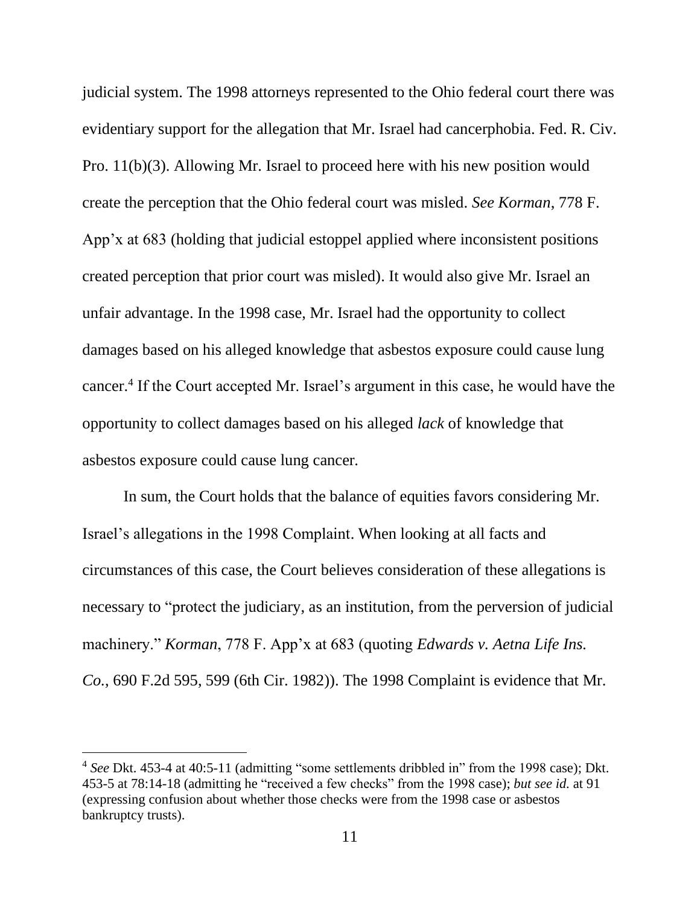judicial system. The 1998 attorneys represented to the Ohio federal court there was evidentiary support for the allegation that Mr. Israel had cancerphobia. Fed. R. Civ. Pro. 11(b)(3). Allowing Mr. Israel to proceed here with his new position would create the perception that the Ohio federal court was misled. *See Korman*, 778 F. App'x at 683 (holding that judicial estoppel applied where inconsistent positions created perception that prior court was misled). It would also give Mr. Israel an unfair advantage. In the 1998 case, Mr. Israel had the opportunity to collect damages based on his alleged knowledge that asbestos exposure could cause lung cancer.[4] If the Court accepted Mr. Israel's argument in this case, he would have the opportunity to collect damages based on his alleged *lack* of knowledge that asbestos exposure could cause lung cancer.

In sum, the Court holds that the balance of equities favors considering Mr. Israel's allegations in the 1998 Complaint. When looking at all facts and circumstances of this case, the Court believes consideration of these allegations is necessary to "protect the judiciary, as an institution, from the perversion of judicial machinery." *Korman*, 778 F. App'x at 683 (quoting *Edwards v. Aetna Life Ins. Co.*, 690 F.2d 595, 599 (6th Cir. 1982)). The 1998 Complaint is evidence that Mr.

---

[4] *See* Dkt. 453-4 at 40:5-11 (admitting "some settlements dribbled in" from the 1998 case); Dkt. 453-5 at 78:14-18 (admitting he "received a few checks" from the 1998 case); *but see id.* at 91 (expressing confusion about whether those checks were from the 1998 case or asbestos bankruptcy trusts).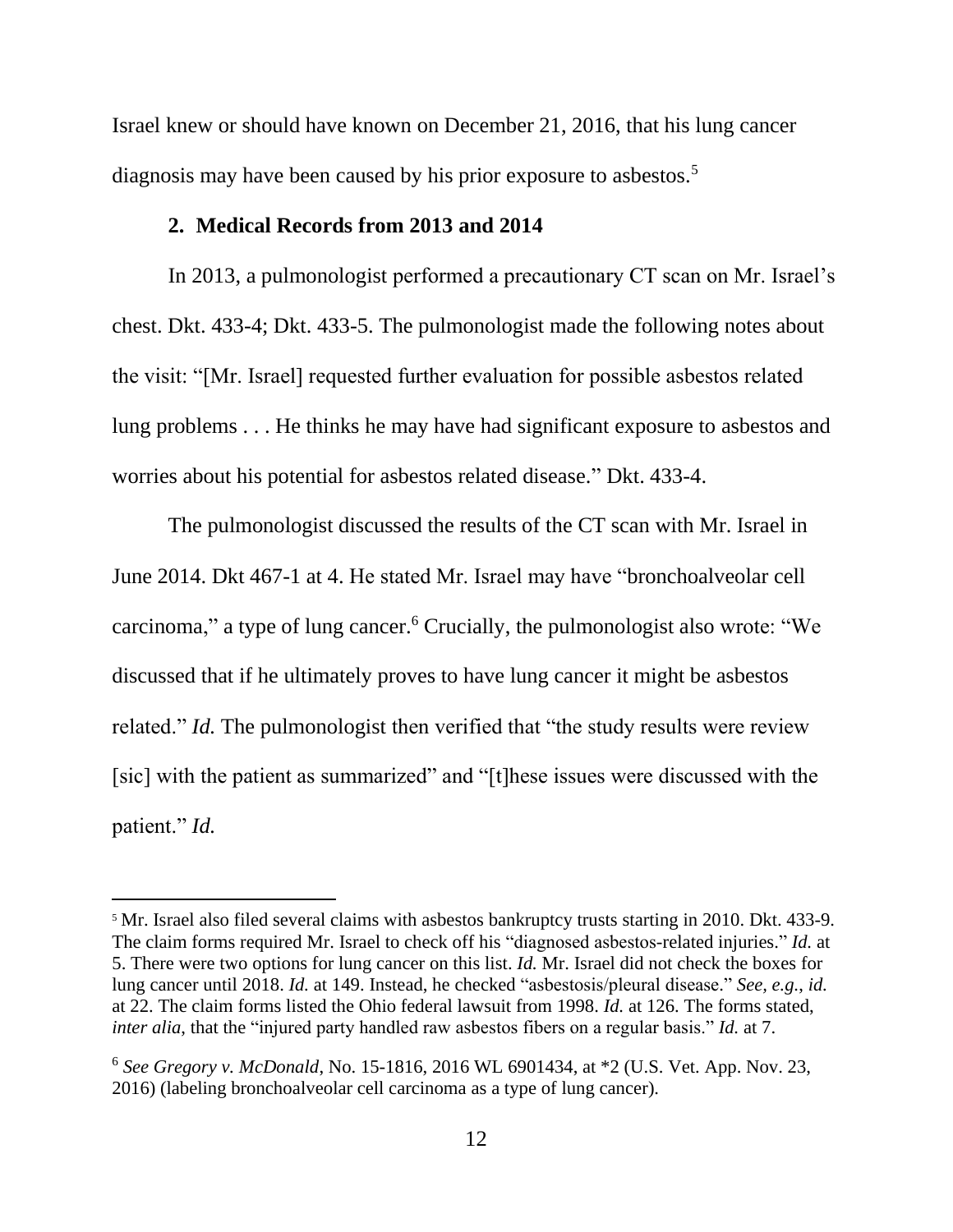Israel knew or should have known on December 21, 2016, that his lung cancer diagnosis may have been caused by his prior exposure to asbestos.[5]

### 2. Medical Records from 2013 and 2014

In 2013, a pulmonologist performed a precautionary CT scan on Mr. Israel's chest. Dkt. 433-4; Dkt. 433-5. The pulmonologist made the following notes about the visit: "[Mr. Israel] requested further evaluation for possible asbestos related lung problems . . . He thinks he may have had significant exposure to asbestos and worries about his potential for asbestos related disease." Dkt. 433-4.

The pulmonologist discussed the results of the CT scan with Mr. Israel in June 2014. Dkt 467-1 at 4. He stated Mr. Israel may have "bronchoalveolar cell carcinoma," a type of lung cancer.[6] Crucially, the pulmonologist also wrote: "We discussed that if he ultimately proves to have lung cancer it might be asbestos related." *Id.* The pulmonologist then verified that "the study results were review [sic] with the patient as summarized" and "[t]hese issues were discussed with the patient." *Id.*

---

[5] Mr. Israel also filed several claims with asbestos bankruptcy trusts starting in 2010. Dkt. 433-9. The claim forms required Mr. Israel to check off his "diagnosed asbestos-related injuries." *Id.* at 5. There were two options for lung cancer on this list. *Id.* Mr. Israel did not check the boxes for lung cancer until 2018. *Id.* at 149. Instead, he checked "asbestosis/pleural disease." *See, e.g.*, *id.* at 22. The claim forms listed the Ohio federal lawsuit from 1998. *Id.* at 126. The forms stated, *inter alia*, that the "injured party handled raw asbestos fibers on a regular basis." *Id.* at 7.

[6] *See Gregory v. McDonald*, No. 15-1816, 2016 WL 6901434, at *2 (U.S. Vet. App. Nov. 23, 2016) (labeling bronchoalveolar cell carcinoma as a type of lung cancer).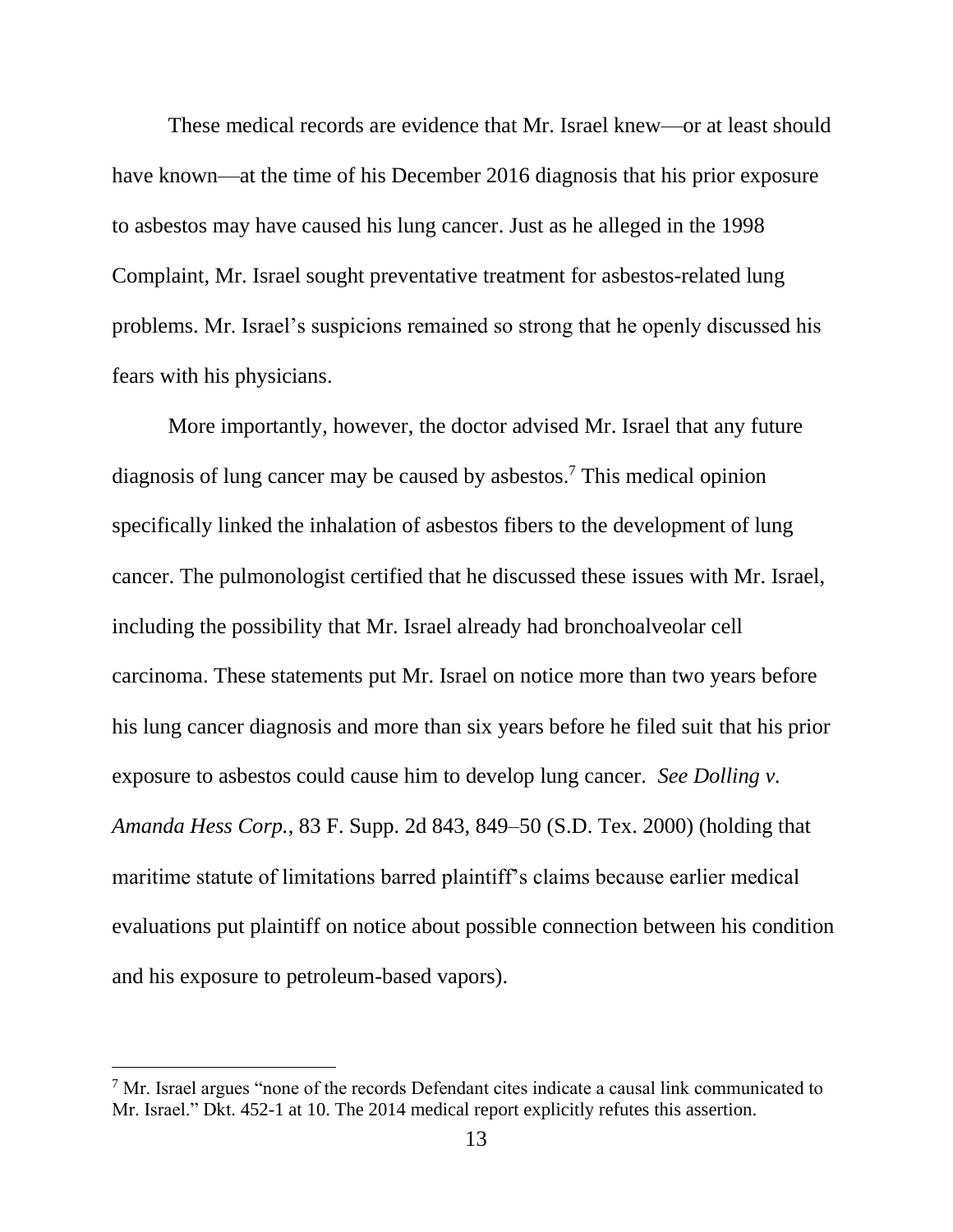These medical records are evidence that Mr. Israel knew—or at least should have known—at the time of his December 2016 diagnosis that his prior exposure to asbestos may have caused his lung cancer. Just as he alleged in the 1998 Complaint, Mr. Israel sought preventative treatment for asbestos-related lung problems. Mr. Israel's suspicions remained so strong that he openly discussed his fears with his physicians.

More importantly, however, the doctor advised Mr. Israel that any future diagnosis of lung cancer may be caused by asbestos.[7] This medical opinion specifically linked the inhalation of asbestos fibers to the development of lung cancer. The pulmonologist certified that he discussed these issues with Mr. Israel, including the possibility that Mr. Israel already had bronchoalveolar cell carcinoma. These statements put Mr. Israel on notice more than two years before his lung cancer diagnosis and more than six years before he filed suit that his prior exposure to asbestos could cause him to develop lung cancer. *See Dolling v. Amanda Hess Corp.*, 83 F. Supp. 2d 843, 849–50 (S.D. Tex. 2000) (holding that maritime statute of limitations barred plaintiff's claims because earlier medical evaluations put plaintiff on notice about possible connection between his condition and his exposure to petroleum-based vapors).

---

[7] Mr. Israel argues "none of the records Defendant cites indicate a causal link communicated to Mr. Israel." Dkt. 452-1 at 10. The 2014 medical report explicitly refutes this assertion.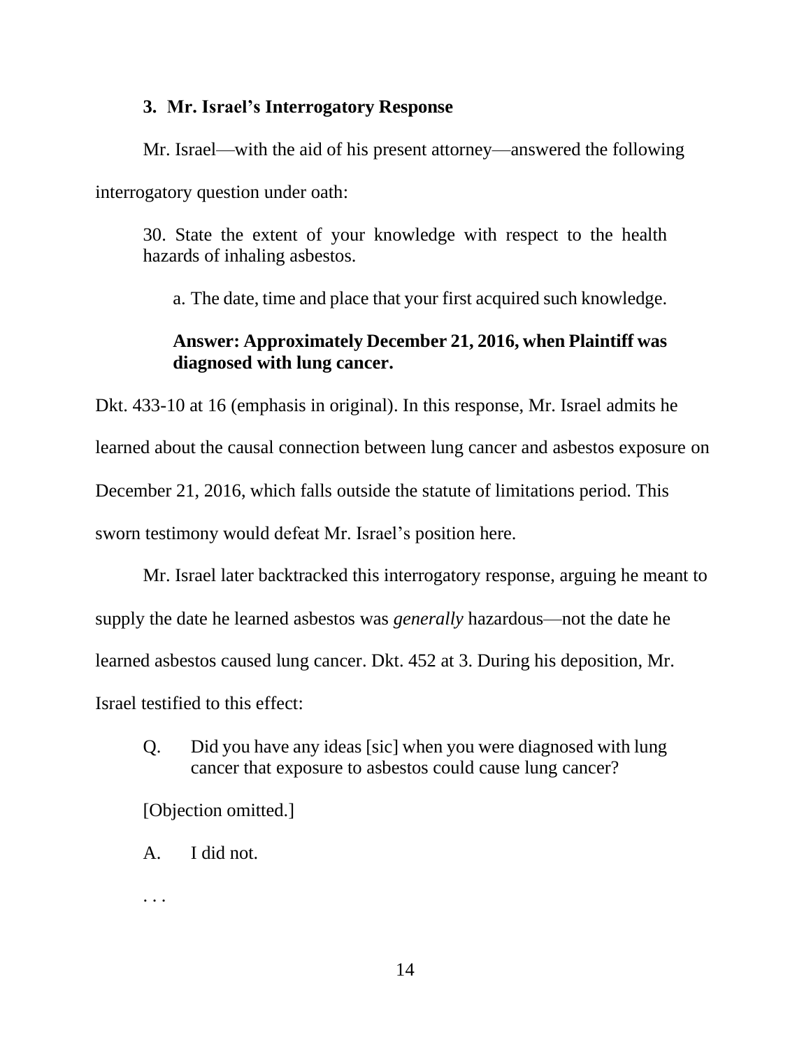### 3. Mr. Israel's Interrogatory Response

Mr. Israel—with the aid of his present attorney—answered the following interrogatory question under oath:

> 30. State the extent of your knowledge with respect to the health hazards of inhaling asbestos.
>
> a. The date, time and place that your first acquired such knowledge.
>
> **Answer: Approximately December 21, 2016, when Plaintiff was diagnosed with lung cancer.**

Dkt. 433-10 at 16 (emphasis in original). In this response, Mr. Israel admits he learned about the causal connection between lung cancer and asbestos exposure on December 21, 2016, which falls outside the statute of limitations period. This sworn testimony would defeat Mr. Israel's position here.

Mr. Israel later backtracked this interrogatory response, arguing he meant to supply the date he learned asbestos was *generally* hazardous—not the date he learned asbestos caused lung cancer. Dkt. 452 at 3. During his deposition, Mr. Israel testified to this effect:

> Q. Did you have any ideas [sic] when you were diagnosed with lung cancer that exposure to asbestos could cause lung cancer?
>
> [Objection omitted.]
>
> A. I did not.
>
> . . .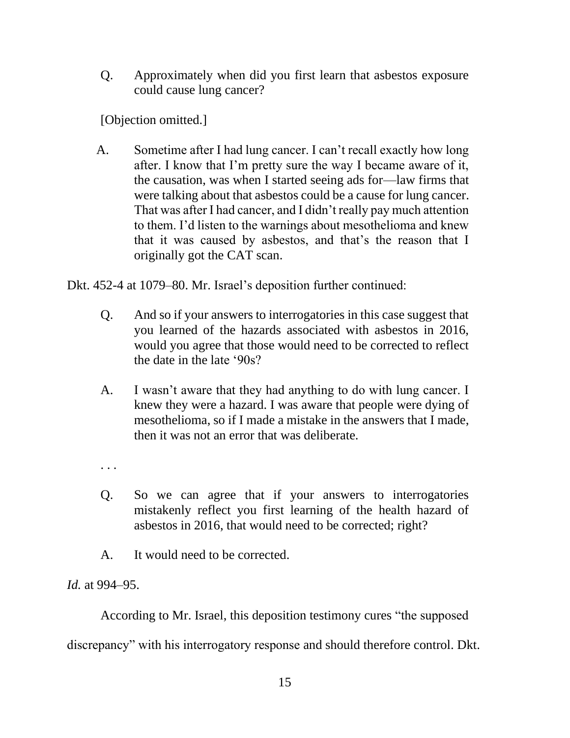> Q. Approximately when did you first learn that asbestos exposure could cause lung cancer?
>
> [Objection omitted.]
>
> A. Sometime after I had lung cancer. I can't recall exactly how long after. I know that I'm pretty sure the way I became aware of it, the causation, was when I started seeing ads for—law firms that were talking about that asbestos could be a cause for lung cancer. That was after I had cancer, and I didn't really pay much attention to them. I'd listen to the warnings about mesothelioma and knew that it was caused by asbestos, and that's the reason that I originally got the CAT scan.

Dkt. 452-4 at 1079–80. Mr. Israel's deposition further continued:

> Q. And so if your answers to interrogatories in this case suggest that you learned of the hazards associated with asbestos in 2016, would you agree that those would need to be corrected to reflect the date in the late '90s?
>
> A. I wasn't aware that they had anything to do with lung cancer. I knew they were a hazard. I was aware that people were dying of mesothelioma, so if I made a mistake in the answers that I made, then it was not an error that was deliberate.
>
> . . .
>
> Q. So we can agree that if your answers to interrogatories mistakenly reflect you first learning of the health hazard of asbestos in 2016, that would need to be corrected; right?
>
> A. It would need to be corrected.

*Id.* at 994–95.

According to Mr. Israel, this deposition testimony cures "the supposed discrepancy" with his interrogatory response and should therefore control. Dkt.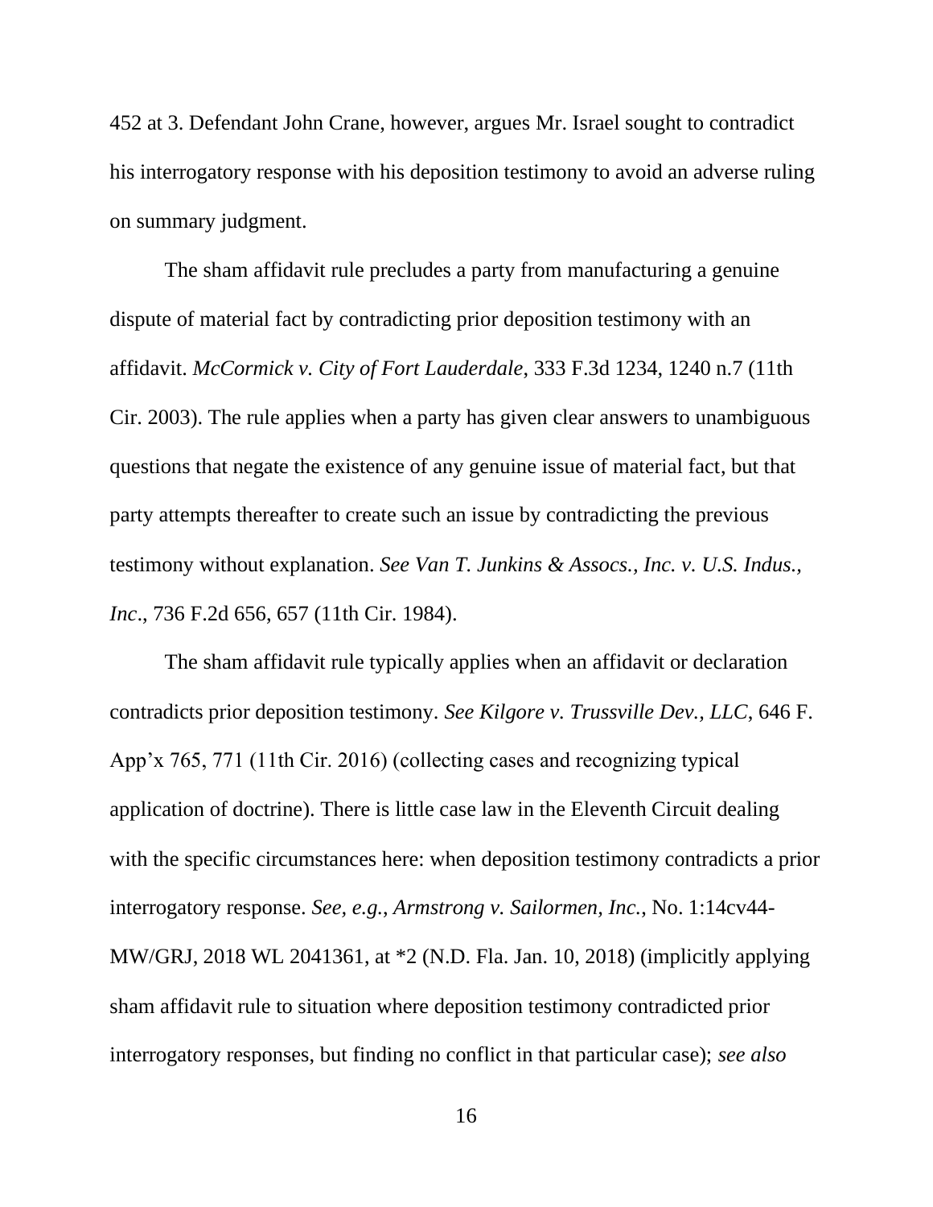452 at 3. Defendant John Crane, however, argues Mr. Israel sought to contradict his interrogatory response with his deposition testimony to avoid an adverse ruling on summary judgment.

The sham affidavit rule precludes a party from manufacturing a genuine dispute of material fact by contradicting prior deposition testimony with an affidavit. *McCormick v. City of Fort Lauderdale*, 333 F.3d 1234, 1240 n.7 (11th Cir. 2003). The rule applies when a party has given clear answers to unambiguous questions that negate the existence of any genuine issue of material fact, but that party attempts thereafter to create such an issue by contradicting the previous testimony without explanation. *See Van T. Junkins & Assocs., Inc. v. U.S. Indus., Inc*., 736 F.2d 656, 657 (11th Cir. 1984).

The sham affidavit rule typically applies when an affidavit or declaration contradicts prior deposition testimony. *See Kilgore v. Trussville Dev., LLC*, 646 F. App'x 765, 771 (11th Cir. 2016) (collecting cases and recognizing typical application of doctrine). There is little case law in the Eleventh Circuit dealing with the specific circumstances here: when deposition testimony contradicts a prior interrogatory response. *See, e.g.*, *Armstrong v. Sailormen, Inc.*, No. 1:14cv44-MW/GRJ, 2018 WL 2041361, at *2 (N.D. Fla. Jan. 10, 2018) (implicitly applying sham affidavit rule to situation where deposition testimony contradicted prior interrogatory responses, but finding no conflict in that particular case); *see also*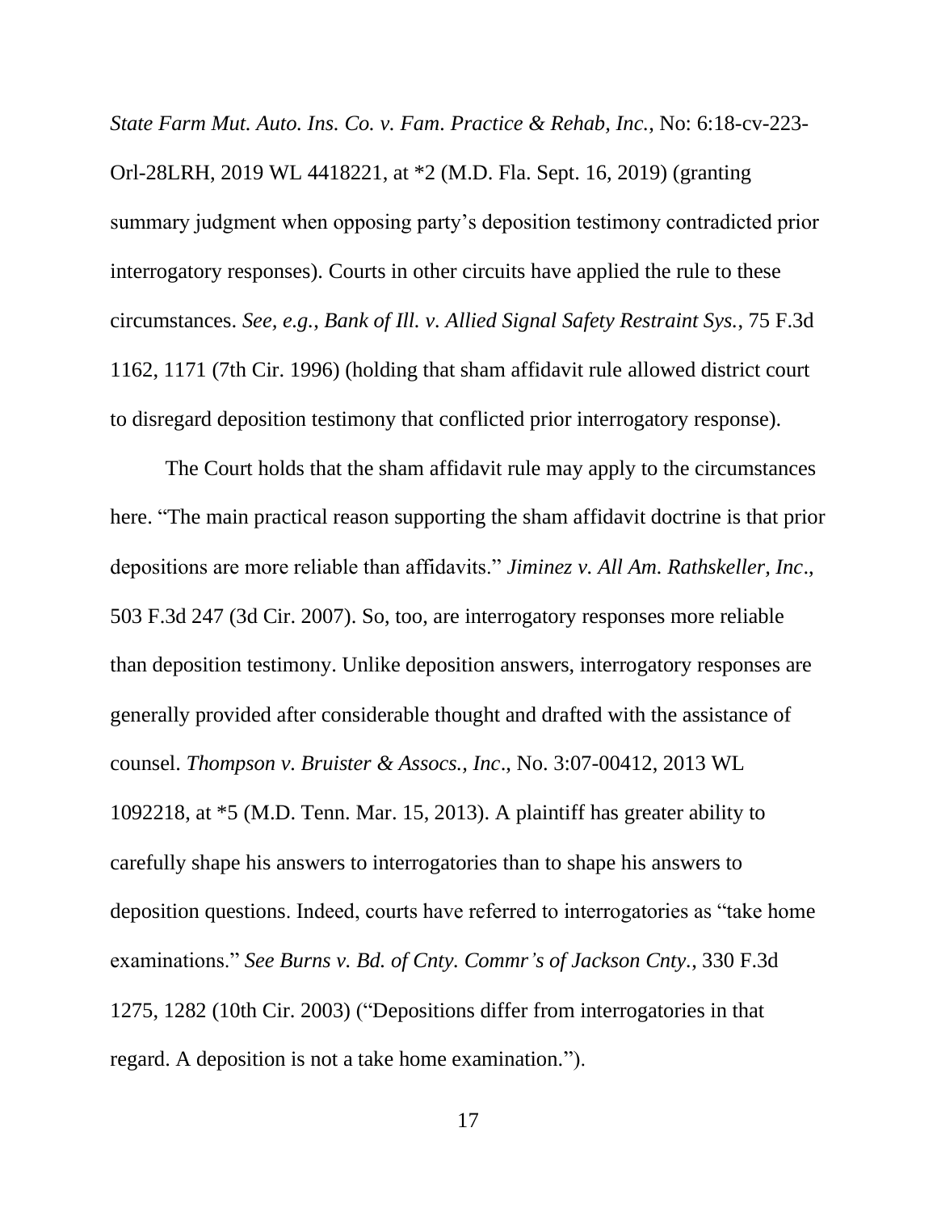*State Farm Mut. Auto. Ins. Co. v. Fam. Practice & Rehab, Inc.*, No: 6:18-cv-223-Orl-28LRH, 2019 WL 4418221, at *2 (M.D. Fla. Sept. 16, 2019) (granting summary judgment when opposing party's deposition testimony contradicted prior interrogatory responses). Courts in other circuits have applied the rule to these circumstances. *See, e.g.*, *Bank of Ill. v. Allied Signal Safety Restraint Sys.*, 75 F.3d 1162, 1171 (7th Cir. 1996) (holding that sham affidavit rule allowed district court to disregard deposition testimony that conflicted prior interrogatory response).

The Court holds that the sham affidavit rule may apply to the circumstances here. "The main practical reason supporting the sham affidavit doctrine is that prior depositions are more reliable than affidavits." *Jiminez v. All Am. Rathskeller, Inc*., 503 F.3d 247 (3d Cir. 2007). So, too, are interrogatory responses more reliable than deposition testimony. Unlike deposition answers, interrogatory responses are generally provided after considerable thought and drafted with the assistance of counsel. *Thompson v. Bruister & Assocs., Inc*., No. 3:07-00412, 2013 WL 1092218, at *5 (M.D. Tenn. Mar. 15, 2013). A plaintiff has greater ability to carefully shape his answers to interrogatories than to shape his answers to deposition questions. Indeed, courts have referred to interrogatories as "take home examinations." *See Burns v. Bd. of Cnty. Commr's of Jackson Cnty*., 330 F.3d 1275, 1282 (10th Cir. 2003) ("Depositions differ from interrogatories in that regard. A deposition is not a take home examination.").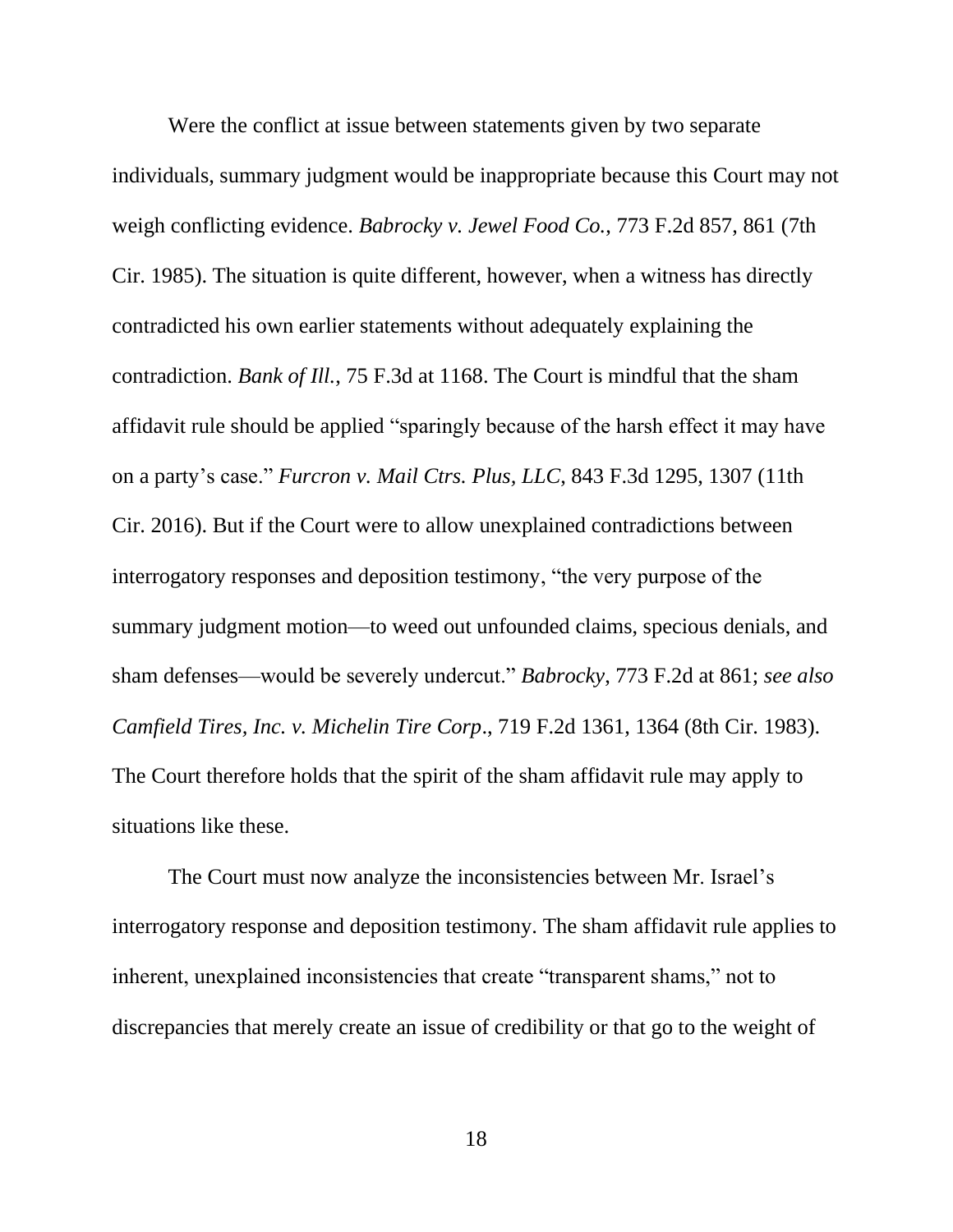Were the conflict at issue between statements given by two separate individuals, summary judgment would be inappropriate because this Court may not weigh conflicting evidence. *Babrocky v. Jewel Food Co.*, 773 F.2d 857, 861 (7th Cir. 1985). The situation is quite different, however, when a witness has directly contradicted his own earlier statements without adequately explaining the contradiction. *Bank of Ill.*, 75 F.3d at 1168. The Court is mindful that the sham affidavit rule should be applied "sparingly because of the harsh effect it may have on a party's case." *Furcron v. Mail Ctrs. Plus, LLC*, 843 F.3d 1295, 1307 (11th Cir. 2016). But if the Court were to allow unexplained contradictions between interrogatory responses and deposition testimony, "the very purpose of the summary judgment motion—to weed out unfounded claims, specious denials, and sham defenses—would be severely undercut." *Babrocky*, 773 F.2d at 861; *see also Camfield Tires, Inc. v. Michelin Tire Corp*., 719 F.2d 1361, 1364 (8th Cir. 1983). The Court therefore holds that the spirit of the sham affidavit rule may apply to situations like these.

The Court must now analyze the inconsistencies between Mr. Israel's interrogatory response and deposition testimony. The sham affidavit rule applies to inherent, unexplained inconsistencies that create "transparent shams," not to discrepancies that merely create an issue of credibility or that go to the weight of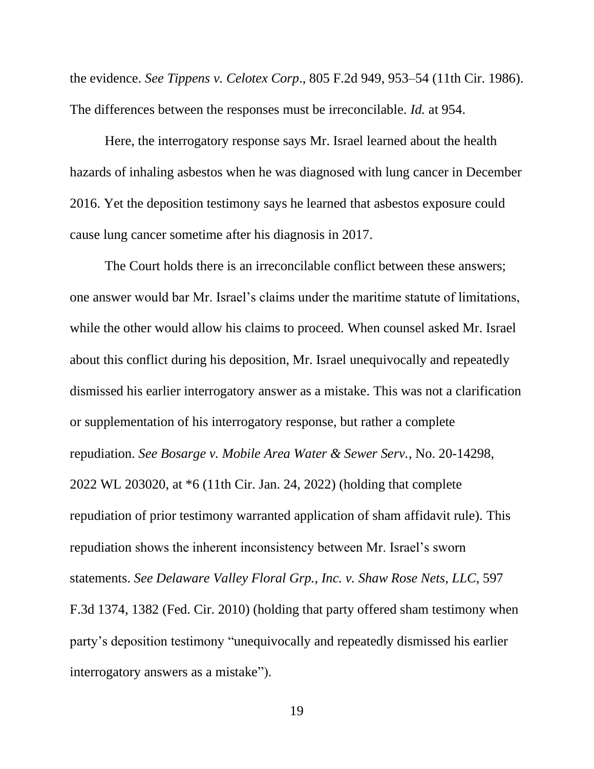the evidence. *See Tippens v. Celotex Corp*., 805 F.2d 949, 953–54 (11th Cir. 1986). The differences between the responses must be irreconcilable. *Id.* at 954.

Here, the interrogatory response says Mr. Israel learned about the health hazards of inhaling asbestos when he was diagnosed with lung cancer in December 2016. Yet the deposition testimony says he learned that asbestos exposure could cause lung cancer sometime after his diagnosis in 2017.

The Court holds there is an irreconcilable conflict between these answers; one answer would bar Mr. Israel's claims under the maritime statute of limitations, while the other would allow his claims to proceed. When counsel asked Mr. Israel about this conflict during his deposition, Mr. Israel unequivocally and repeatedly dismissed his earlier interrogatory answer as a mistake. This was not a clarification or supplementation of his interrogatory response, but rather a complete repudiation. *See Bosarge v. Mobile Area Water & Sewer Serv.*, No. 20-14298, 2022 WL 203020, at *6 (11th Cir. Jan. 24, 2022) (holding that complete repudiation of prior testimony warranted application of sham affidavit rule). This repudiation shows the inherent inconsistency between Mr. Israel's sworn statements. *See Delaware Valley Floral Grp., Inc. v. Shaw Rose Nets, LLC*, 597 F.3d 1374, 1382 (Fed. Cir. 2010) (holding that party offered sham testimony when party's deposition testimony "unequivocally and repeatedly dismissed his earlier interrogatory answers as a mistake").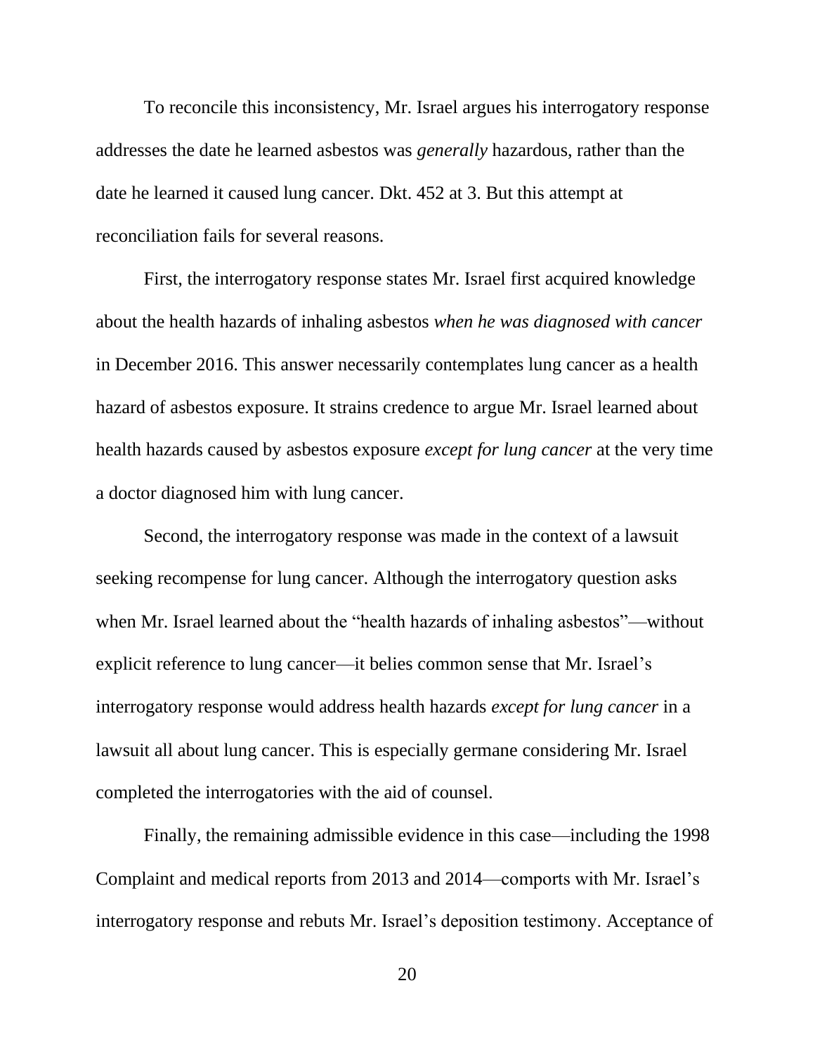To reconcile this inconsistency, Mr. Israel argues his interrogatory response addresses the date he learned asbestos was *generally* hazardous, rather than the date he learned it caused lung cancer. Dkt. 452 at 3. But this attempt at reconciliation fails for several reasons.

First, the interrogatory response states Mr. Israel first acquired knowledge about the health hazards of inhaling asbestos *when he was diagnosed with cancer* in December 2016. This answer necessarily contemplates lung cancer as a health hazard of asbestos exposure. It strains credence to argue Mr. Israel learned about health hazards caused by asbestos exposure *except for lung cancer* at the very time a doctor diagnosed him with lung cancer.

Second, the interrogatory response was made in the context of a lawsuit seeking recompense for lung cancer. Although the interrogatory question asks when Mr. Israel learned about the "health hazards of inhaling asbestos"—without explicit reference to lung cancer—it belies common sense that Mr. Israel's interrogatory response would address health hazards *except for lung cancer* in a lawsuit all about lung cancer. This is especially germane considering Mr. Israel completed the interrogatories with the aid of counsel.

Finally, the remaining admissible evidence in this case—including the 1998 Complaint and medical reports from 2013 and 2014—comports with Mr. Israel's interrogatory response and rebuts Mr. Israel's deposition testimony. Acceptance of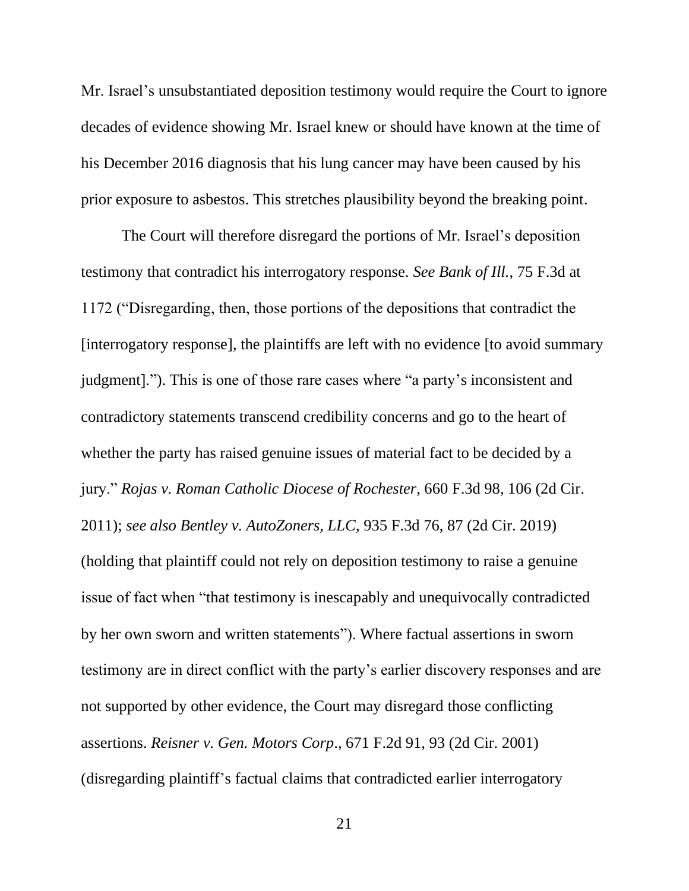Mr. Israel's unsubstantiated deposition testimony would require the Court to ignore decades of evidence showing Mr. Israel knew or should have known at the time of his December 2016 diagnosis that his lung cancer may have been caused by his prior exposure to asbestos. This stretches plausibility beyond the breaking point.

The Court will therefore disregard the portions of Mr. Israel's deposition testimony that contradict his interrogatory response. *See Bank of Ill.*, 75 F.3d at 1172 ("Disregarding, then, those portions of the depositions that contradict the [interrogatory response], the plaintiffs are left with no evidence [to avoid summary judgment]."). This is one of those rare cases where "a party's inconsistent and contradictory statements transcend credibility concerns and go to the heart of whether the party has raised genuine issues of material fact to be decided by a jury." *Rojas v. Roman Catholic Diocese of Rochester*, 660 F.3d 98, 106 (2d Cir. 2011); *see also Bentley v. AutoZoners, LLC*, 935 F.3d 76, 87 (2d Cir. 2019) (holding that plaintiff could not rely on deposition testimony to raise a genuine issue of fact when "that testimony is inescapably and unequivocally contradicted by her own sworn and written statements"). Where factual assertions in sworn testimony are in direct conflict with the party's earlier discovery responses and are not supported by other evidence, the Court may disregard those conflicting assertions. *Reisner v. Gen. Motors Corp.*, 671 F.2d 91, 93 (2d Cir. 2001) (disregarding plaintiff's factual claims that contradicted earlier interrogatory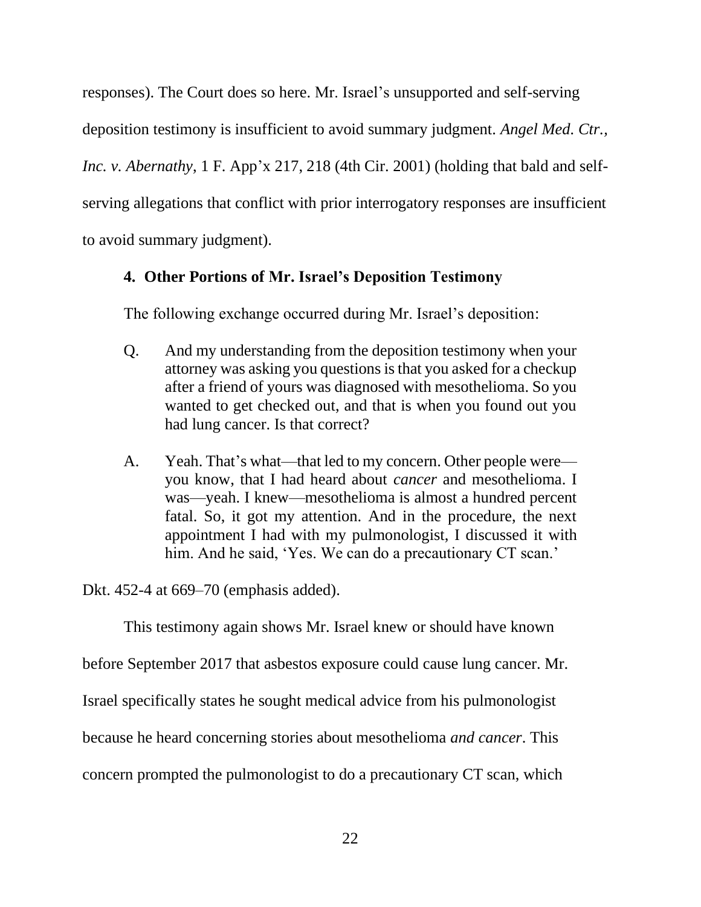responses). The Court does so here. Mr. Israel's unsupported and self-serving deposition testimony is insufficient to avoid summary judgment. *Angel Med. Ctr., Inc. v. Abernathy*, 1 F. App'x 217, 218 (4th Cir. 2001) (holding that bald and self-serving allegations that conflict with prior interrogatory responses are insufficient to avoid summary judgment).

#### 4. Other Portions of Mr. Israel's Deposition Testimony

The following exchange occurred during Mr. Israel's deposition:

> Q. And my understanding from the deposition testimony when your attorney was asking you questions is that you asked for a checkup after a friend of yours was diagnosed with mesothelioma. So you wanted to get checked out, and that is when you found out you had lung cancer. Is that correct?
>
> A. Yeah. That's what—that led to my concern. Other people were—you know, that I had heard about *cancer* and mesothelioma. I was—yeah. I knew—mesothelioma is almost a hundred percent fatal. So, it got my attention. And in the procedure, the next appointment I had with my pulmonologist, I discussed it with him. And he said, 'Yes. We can do a precautionary CT scan.'

Dkt. 452-4 at 669–70 (emphasis added).

This testimony again shows Mr. Israel knew or should have known before September 2017 that asbestos exposure could cause lung cancer. Mr. Israel specifically states he sought medical advice from his pulmonologist because he heard concerning stories about mesothelioma *and cancer*. This concern prompted the pulmonologist to do a precautionary CT scan, which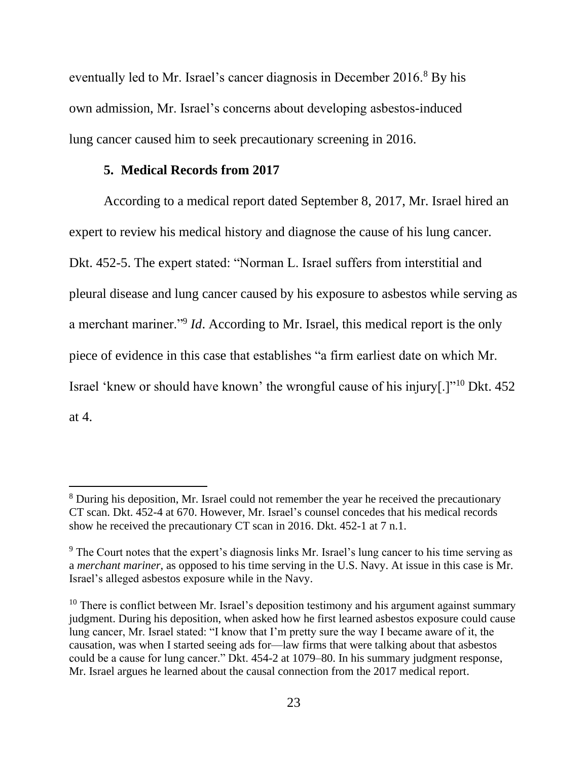eventually led to Mr. Israel's cancer diagnosis in December 2016.[8] By his own admission, Mr. Israel's concerns about developing asbestos-induced lung cancer caused him to seek precautionary screening in 2016.

**5. Medical Records from 2017**

According to a medical report dated September 8, 2017, Mr. Israel hired an expert to review his medical history and diagnose the cause of his lung cancer. Dkt. 452-5. The expert stated: "Norman L. Israel suffers from interstitial and pleural disease and lung cancer caused by his exposure to asbestos while serving as a merchant mariner."[9] *Id*. According to Mr. Israel, this medical report is the only piece of evidence in this case that establishes "a firm earliest date on which Mr. Israel 'knew or should have known' the wrongful cause of his injury[.]"[10] Dkt. 452 at 4.

[8] During his deposition, Mr. Israel could not remember the year he received the precautionary CT scan. Dkt. 452-4 at 670. However, Mr. Israel's counsel concedes that his medical records show he received the precautionary CT scan in 2016. Dkt. 452-1 at 7 n.1.

[9] The Court notes that the expert's diagnosis links Mr. Israel's lung cancer to his time serving as a *merchant mariner*, as opposed to his time serving in the U.S. Navy. At issue in this case is Mr. Israel's alleged asbestos exposure while in the Navy.

[10] There is conflict between Mr. Israel's deposition testimony and his argument against summary judgment. During his deposition, when asked how he first learned asbestos exposure could cause lung cancer, Mr. Israel stated: "I know that I'm pretty sure the way I became aware of it, the causation, was when I started seeing ads for—law firms that were talking about that asbestos could be a cause for lung cancer." Dkt. 454-2 at 1079–80. In his summary judgment response, Mr. Israel argues he learned about the causal connection from the 2017 medical report.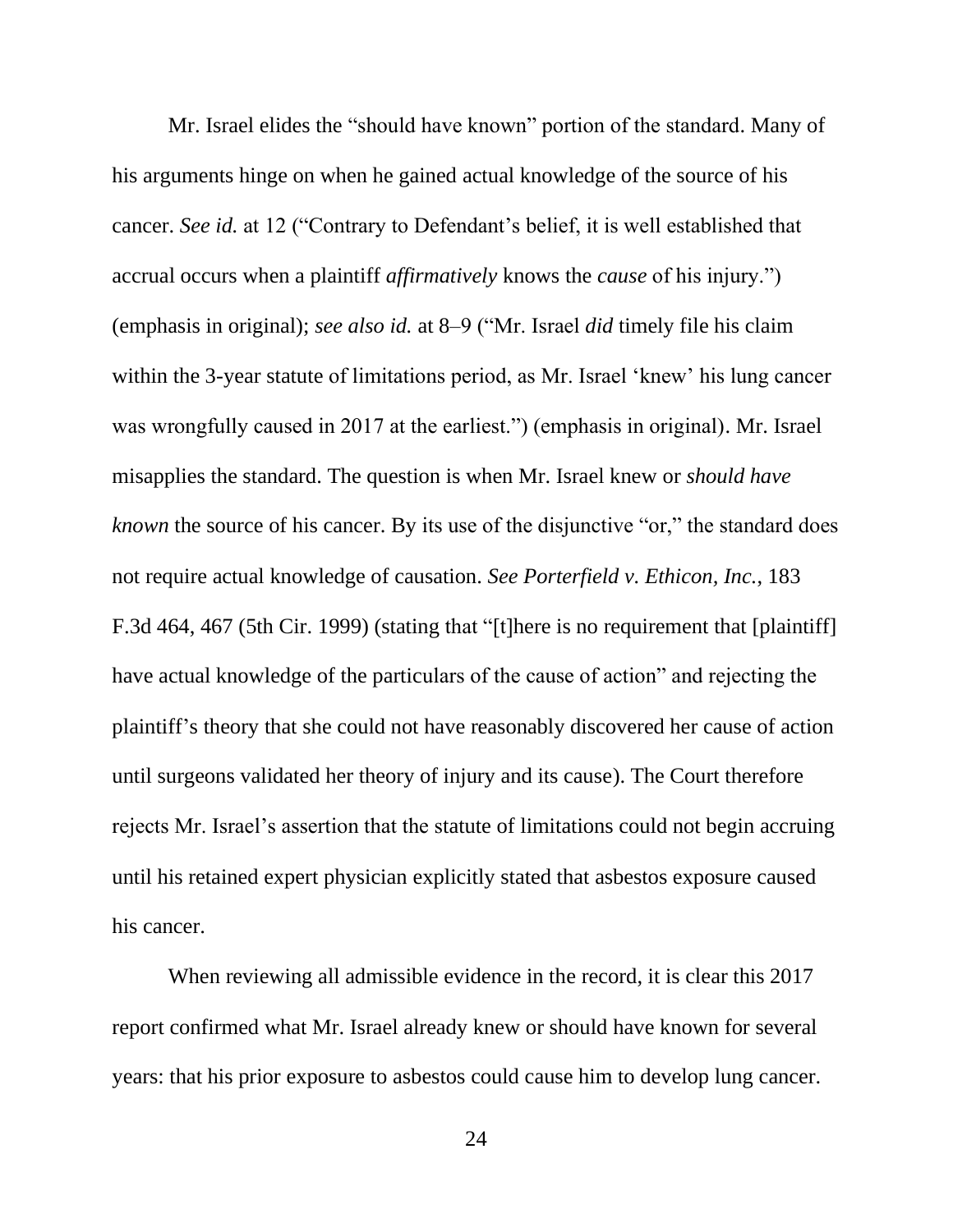Mr. Israel elides the "should have known" portion of the standard. Many of his arguments hinge on when he gained actual knowledge of the source of his cancer. *See id.* at 12 ("Contrary to Defendant's belief, it is well established that accrual occurs when a plaintiff *affirmatively* knows the *cause* of his injury.") (emphasis in original); *see also id.* at 8–9 ("Mr. Israel *did* timely file his claim within the 3-year statute of limitations period, as Mr. Israel 'knew' his lung cancer was wrongfully caused in 2017 at the earliest.") (emphasis in original). Mr. Israel misapplies the standard. The question is when Mr. Israel knew or *should have known* the source of his cancer. By its use of the disjunctive "or," the standard does not require actual knowledge of causation. *See Porterfield v. Ethicon, Inc.*, 183 F.3d 464, 467 (5th Cir. 1999) (stating that "[t]here is no requirement that [plaintiff] have actual knowledge of the particulars of the cause of action" and rejecting the plaintiff's theory that she could not have reasonably discovered her cause of action until surgeons validated her theory of injury and its cause). The Court therefore rejects Mr. Israel's assertion that the statute of limitations could not begin accruing until his retained expert physician explicitly stated that asbestos exposure caused his cancer.

When reviewing all admissible evidence in the record, it is clear this 2017 report confirmed what Mr. Israel already knew or should have known for several years: that his prior exposure to asbestos could cause him to develop lung cancer.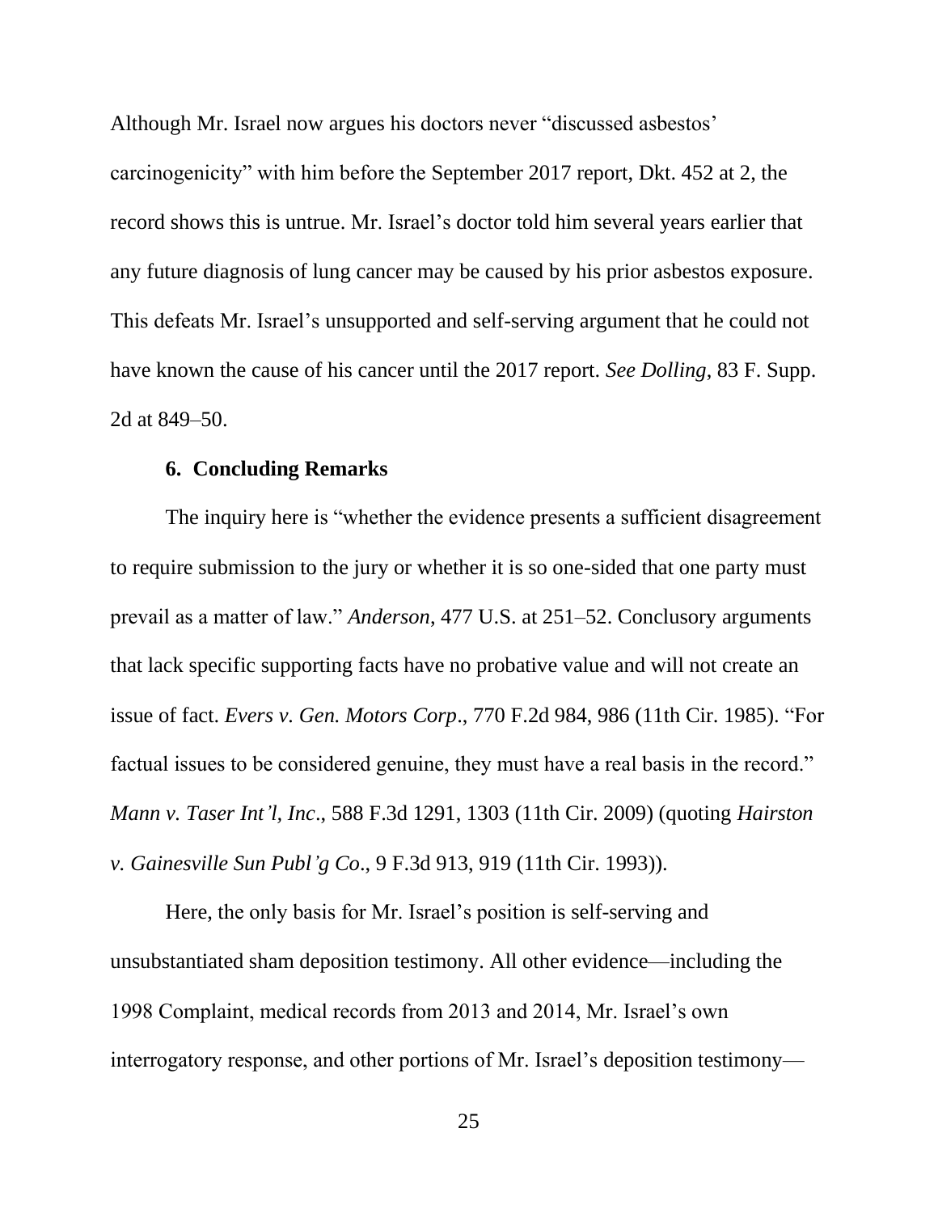Although Mr. Israel now argues his doctors never "discussed asbestos' carcinogenicity" with him before the September 2017 report, Dkt. 452 at 2, the record shows this is untrue. Mr. Israel's doctor told him several years earlier that any future diagnosis of lung cancer may be caused by his prior asbestos exposure. This defeats Mr. Israel's unsupported and self-serving argument that he could not have known the cause of his cancer until the 2017 report. *See Dolling*, 83 F. Supp. 2d at 849–50.

### 6. Concluding Remarks

The inquiry here is "whether the evidence presents a sufficient disagreement to require submission to the jury or whether it is so one-sided that one party must prevail as a matter of law." *Anderson*, 477 U.S. at 251–52. Conclusory arguments that lack specific supporting facts have no probative value and will not create an issue of fact. *Evers v. Gen. Motors Corp*., 770 F.2d 984, 986 (11th Cir. 1985). "For factual issues to be considered genuine, they must have a real basis in the record." *Mann v. Taser Int'l, Inc*., 588 F.3d 1291, 1303 (11th Cir. 2009) (quoting *Hairston v. Gainesville Sun Publ'g Co*., 9 F.3d 913, 919 (11th Cir. 1993)).

Here, the only basis for Mr. Israel's position is self-serving and unsubstantiated sham deposition testimony. All other evidence—including the 1998 Complaint, medical records from 2013 and 2014, Mr. Israel's own interrogatory response, and other portions of Mr. Israel's deposition testimony—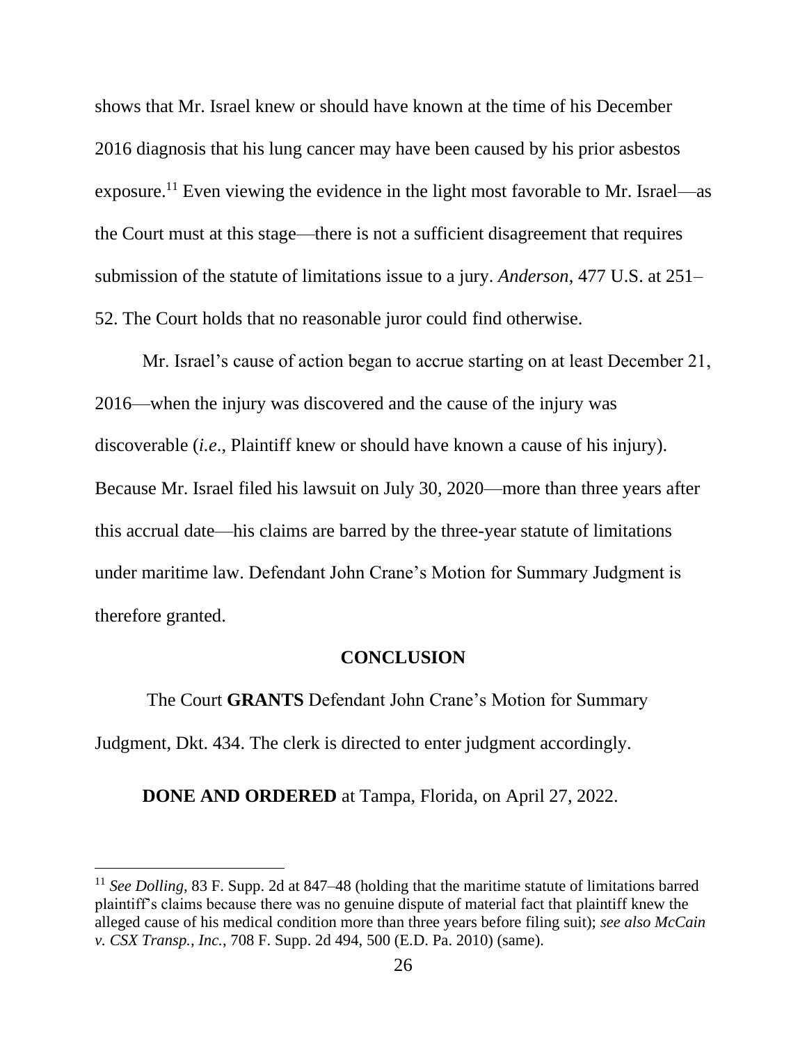shows that Mr. Israel knew or should have known at the time of his December 2016 diagnosis that his lung cancer may have been caused by his prior asbestos exposure.[11] Even viewing the evidence in the light most favorable to Mr. Israel—as the Court must at this stage—there is not a sufficient disagreement that requires submission of the statute of limitations issue to a jury. *Anderson*, 477 U.S. at 251–52. The Court holds that no reasonable juror could find otherwise.

Mr. Israel's cause of action began to accrue starting on at least December 21, 2016—when the injury was discovered and the cause of the injury was discoverable (*i.e*., Plaintiff knew or should have known a cause of his injury). Because Mr. Israel filed his lawsuit on July 30, 2020—more than three years after this accrual date—his claims are barred by the three-year statute of limitations under maritime law. Defendant John Crane's Motion for Summary Judgment is therefore granted.

## CONCLUSION

The Court **GRANTS** Defendant John Crane's Motion for Summary Judgment, Dkt. 434. The clerk is directed to enter judgment accordingly.

**DONE AND ORDERED** at Tampa, Florida, on April 27, 2022.

---

[11] *See Dolling*, 83 F. Supp. 2d at 847–48 (holding that the maritime statute of limitations barred plaintiff's claims because there was no genuine dispute of material fact that plaintiff knew the alleged cause of his medical condition more than three years before filing suit); *see also McCain v. CSX Transp., Inc.*, 708 F. Supp. 2d 494, 500 (E.D. Pa. 2010) (same).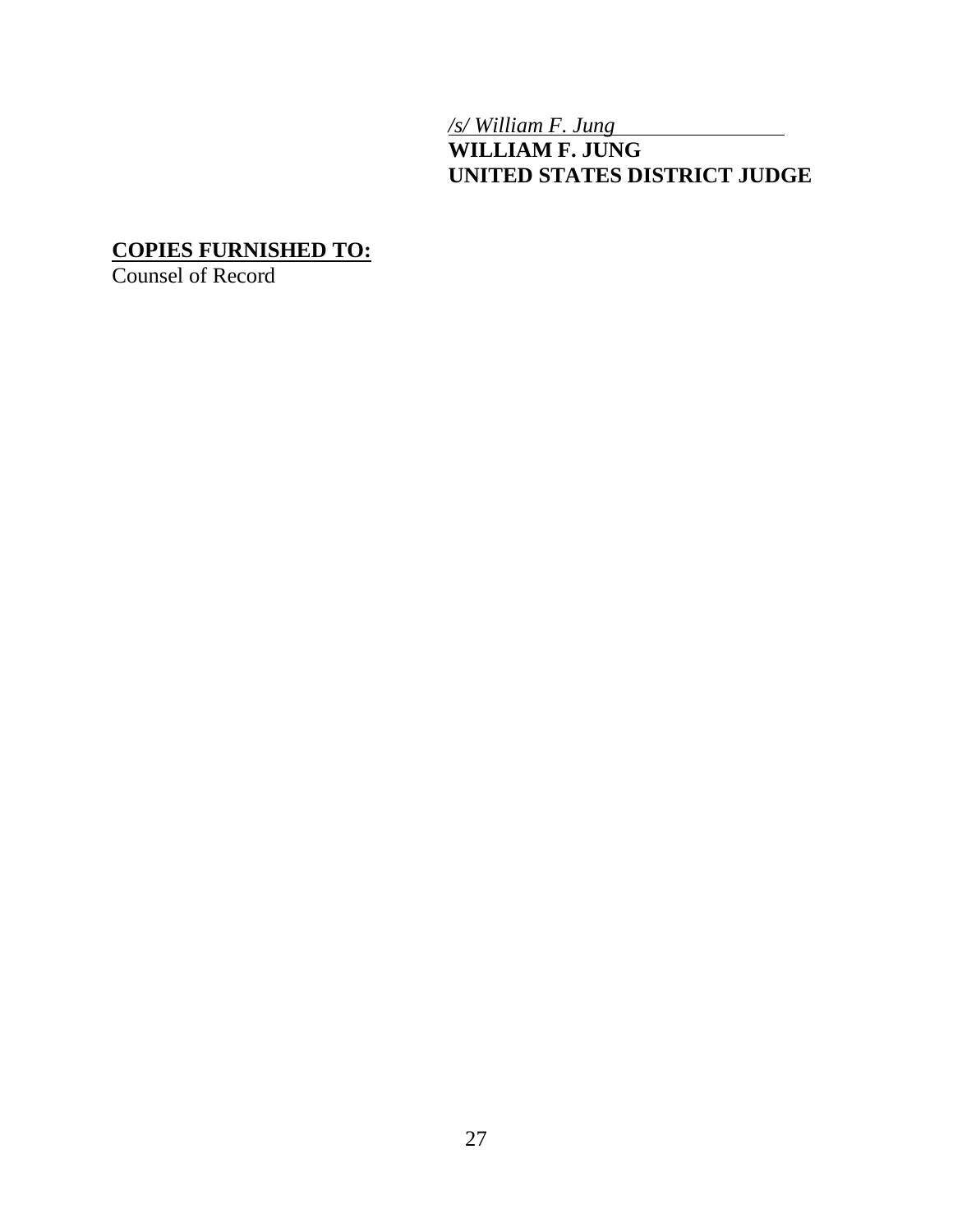*/s/ William F. Jung*
**WILLIAM F. JUNG**
**UNITED STATES DISTRICT JUDGE**

**COPIES FURNISHED TO:**
Counsel of Record